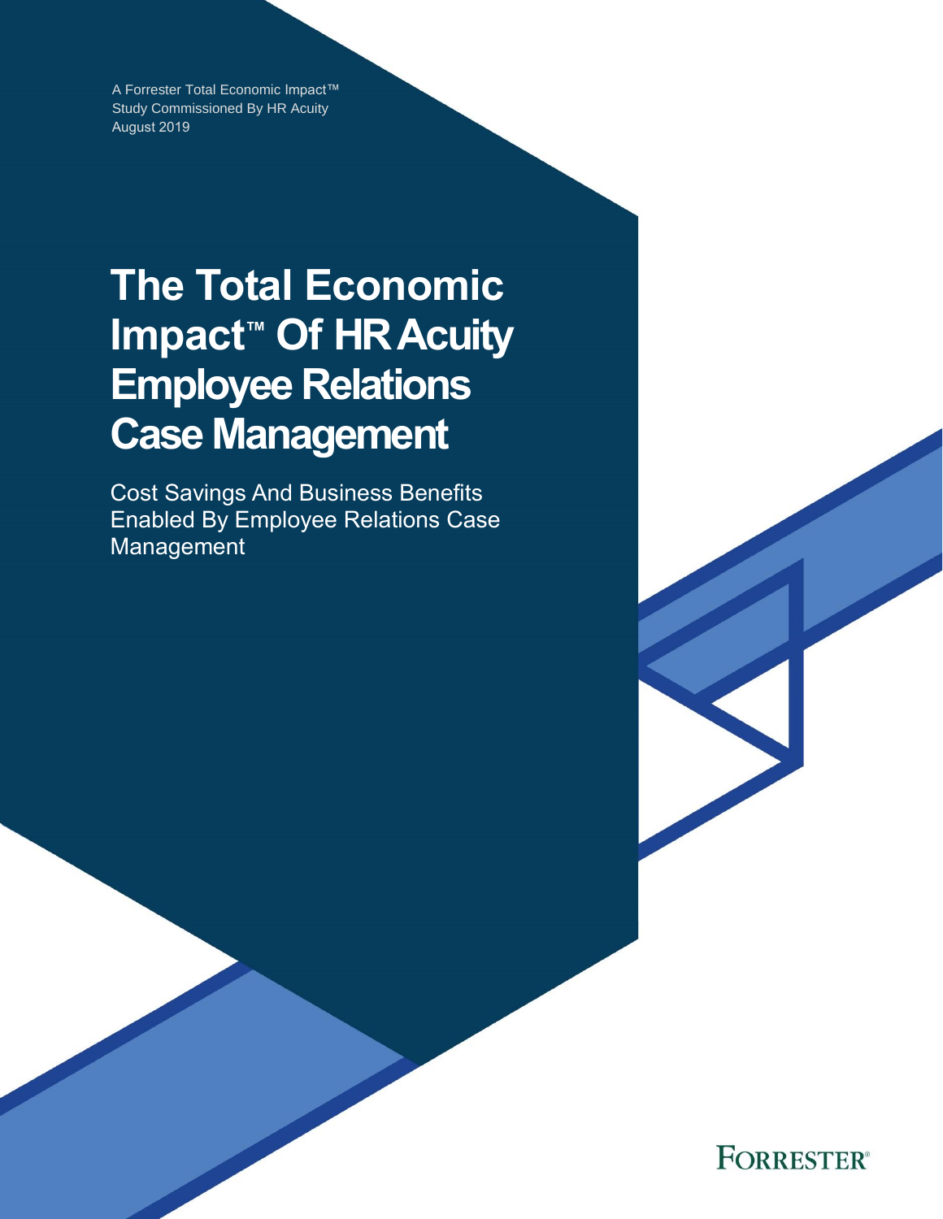A Forrester Total Economic Impact™
Study Commissioned By HR Acuity
August 2019

# The Total Economic Impact™ Of HR Acuity Employee Relations Case Management

Cost Savings And Business Benefits Enabled By Employee Relations Case Management

FORRESTER®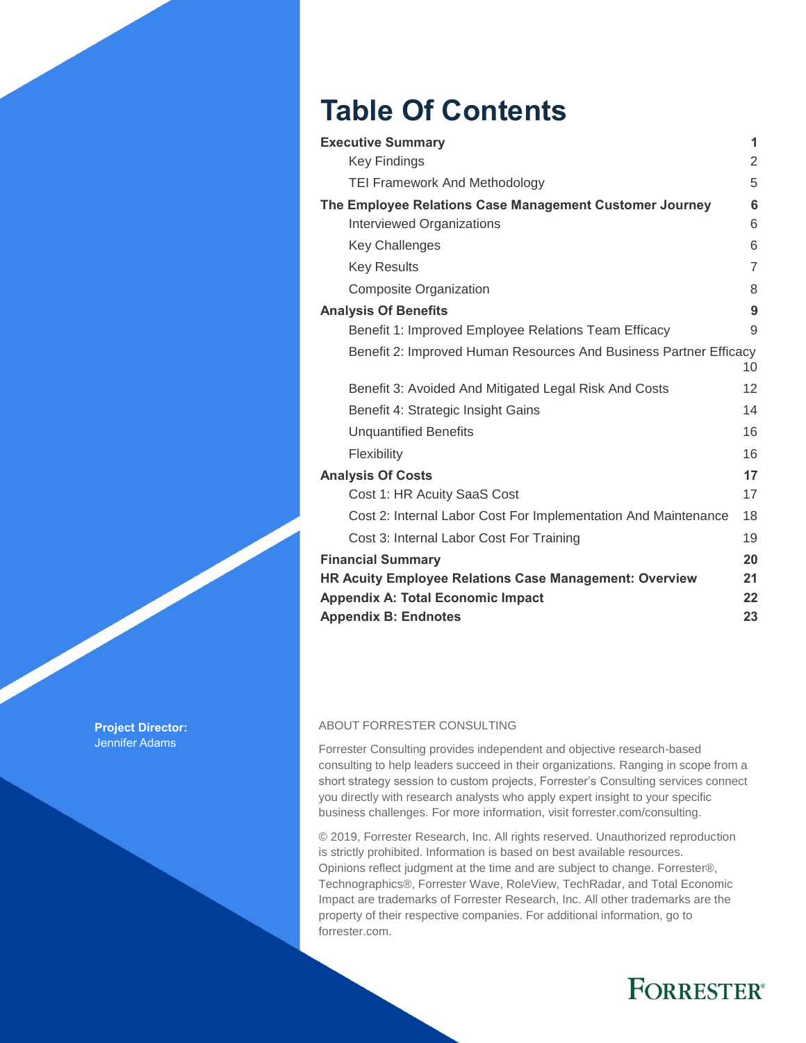# Table Of Contents

| | |
|---|---|
| **Executive Summary** | **1** |
| Key Findings | 2 |
| TEI Framework And Methodology | 5 |
| **The Employee Relations Case Management Customer Journey** | **6** |
| Interviewed Organizations | 6 |
| Key Challenges | 6 |
| Key Results | 7 |
| Composite Organization | 8 |
| **Analysis Of Benefits** | **9** |
| Benefit 1: Improved Employee Relations Team Efficacy | 9 |
| Benefit 2: Improved Human Resources And Business Partner Efficacy | 10 |
| Benefit 3: Avoided And Mitigated Legal Risk And Costs | 12 |
| Benefit 4: Strategic Insight Gains | 14 |
| Unquantified Benefits | 16 |
| Flexibility | 16 |
| **Analysis Of Costs** | **17** |
| Cost 1: HR Acuity SaaS Cost | 17 |
| Cost 2: Internal Labor Cost For Implementation And Maintenance | 18 |
| Cost 3: Internal Labor Cost For Training | 19 |
| **Financial Summary** | **20** |
| **HR Acuity Employee Relations Case Management: Overview** | **21** |
| **Appendix A: Total Economic Impact** | **22** |
| **Appendix B: Endnotes** | **23** |

**Project Director:**
Jennifer Adams

ABOUT FORRESTER CONSULTING

Forrester Consulting provides independent and objective research-based consulting to help leaders succeed in their organizations. Ranging in scope from a short strategy session to custom projects, Forrester's Consulting services connect you directly with research analysts who apply expert insight to your specific business challenges. For more information, visit forrester.com/consulting.

© 2019, Forrester Research, Inc. All rights reserved. Unauthorized reproduction is strictly prohibited. Information is based on best available resources. Opinions reflect judgment at the time and are subject to change. Forrester®, Technographics®, Forrester Wave, RoleView, TechRadar, and Total Economic Impact are trademarks of Forrester Research, Inc. All other trademarks are the property of their respective companies. For additional information, go to forrester.com.

FORRESTER®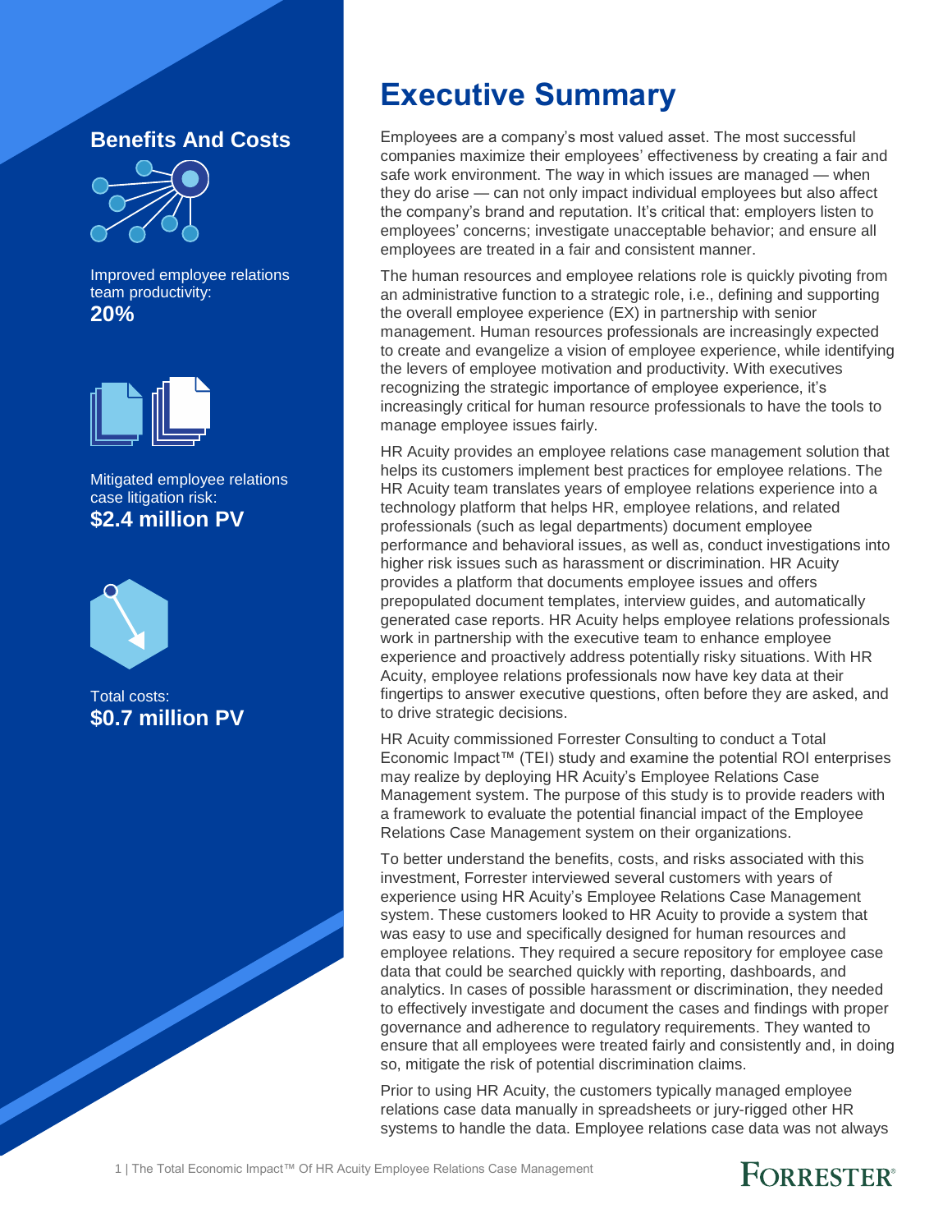## Benefits And Costs

Improved employee relations team productivity:
**20%**

Mitigated employee relations case litigation risk:
**$2.4 million PV**

Total costs:
**$0.7 million PV**

# Executive Summary

Employees are a company's most valued asset. The most successful companies maximize their employees' effectiveness by creating a fair and safe work environment. The way in which issues are managed — when they do arise — can not only impact individual employees but also affect the company's brand and reputation. It's critical that: employers listen to employees' concerns; investigate unacceptable behavior; and ensure all employees are treated in a fair and consistent manner.

The human resources and employee relations role is quickly pivoting from an administrative function to a strategic role, i.e., defining and supporting the overall employee experience (EX) in partnership with senior management. Human resources professionals are increasingly expected to create and evangelize a vision of employee experience, while identifying the levers of employee motivation and productivity. With executives recognizing the strategic importance of employee experience, it's increasingly critical for human resource professionals to have the tools to manage employee issues fairly.

HR Acuity provides an employee relations case management solution that helps its customers implement best practices for employee relations. The HR Acuity team translates years of employee relations experience into a technology platform that helps HR, employee relations, and related professionals (such as legal departments) document employee performance and behavioral issues, as well as, conduct investigations into higher risk issues such as harassment or discrimination. HR Acuity provides a platform that documents employee issues and offers prepopulated document templates, interview guides, and automatically generated case reports. HR Acuity helps employee relations professionals work in partnership with the executive team to enhance employee experience and proactively address potentially risky situations. With HR Acuity, employee relations professionals now have key data at their fingertips to answer executive questions, often before they are asked, and to drive strategic decisions.

HR Acuity commissioned Forrester Consulting to conduct a Total Economic Impact™ (TEI) study and examine the potential ROI enterprises may realize by deploying HR Acuity's Employee Relations Case Management system. The purpose of this study is to provide readers with a framework to evaluate the potential financial impact of the Employee Relations Case Management system on their organizations.

To better understand the benefits, costs, and risks associated with this investment, Forrester interviewed several customers with years of experience using HR Acuity's Employee Relations Case Management system. These customers looked to HR Acuity to provide a system that was easy to use and specifically designed for human resources and employee relations. They required a secure repository for employee case data that could be searched quickly with reporting, dashboards, and analytics. In cases of possible harassment or discrimination, they needed to effectively investigate and document the cases and findings with proper governance and adherence to regulatory requirements. They wanted to ensure that all employees were treated fairly and consistently and, in doing so, mitigate the risk of potential discrimination claims.

Prior to using HR Acuity, the customers typically managed employee relations case data manually in spreadsheets or jury-rigged other HR systems to handle the data. Employee relations case data was not always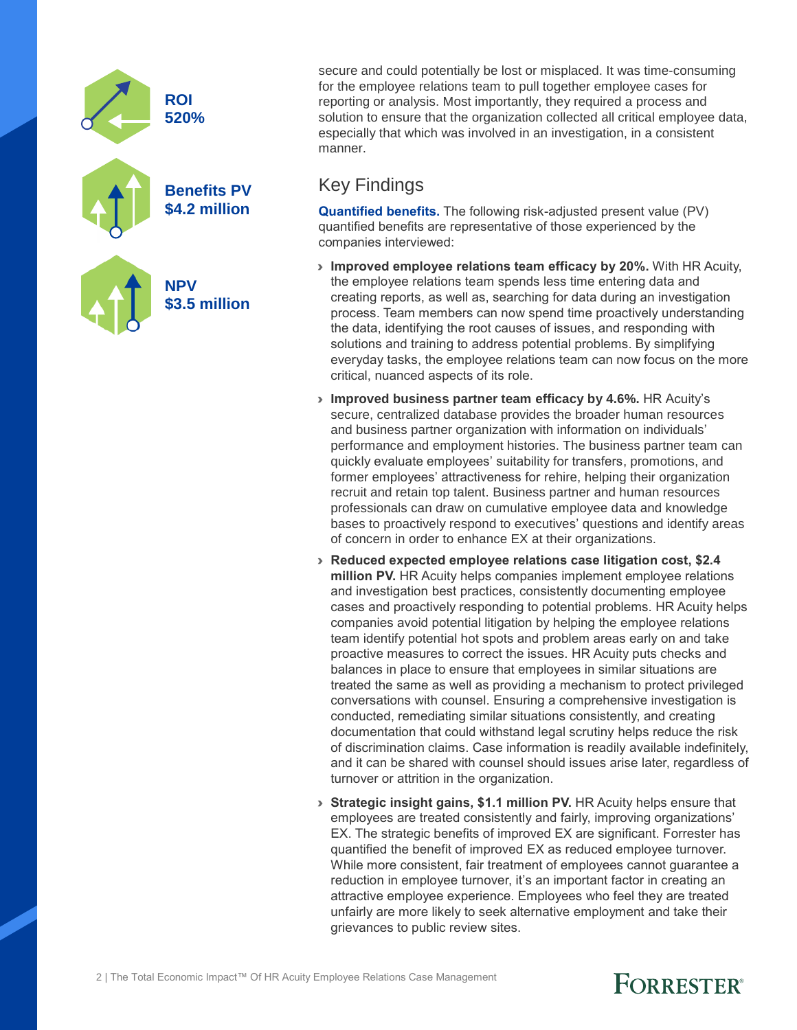**ROI**
**520%**

**Benefits PV**
**$4.2 million**

**NPV**
**$3.5 million**

secure and could potentially be lost or misplaced. It was time-consuming for the employee relations team to pull together employee cases for reporting or analysis. Most importantly, they required a process and solution to ensure that the organization collected all critical employee data, especially that which was involved in an investigation, in a consistent manner.

## Key Findings

**Quantified benefits.** The following risk-adjusted present value (PV) quantified benefits are representative of those experienced by the companies interviewed:

- **Improved employee relations team efficacy by 20%.** With HR Acuity, the employee relations team spends less time entering data and creating reports, as well as, searching for data during an investigation process. Team members can now spend time proactively understanding the data, identifying the root causes of issues, and responding with solutions and training to address potential problems. By simplifying everyday tasks, the employee relations team can now focus on the more critical, nuanced aspects of its role.
- **Improved business partner team efficacy by 4.6%.** HR Acuity's secure, centralized database provides the broader human resources and business partner organization with information on individuals' performance and employment histories. The business partner team can quickly evaluate employees' suitability for transfers, promotions, and former employees' attractiveness for rehire, helping their organization recruit and retain top talent. Business partner and human resources professionals can draw on cumulative employee data and knowledge bases to proactively respond to executives' questions and identify areas of concern in order to enhance EX at their organizations.
- **Reduced expected employee relations case litigation cost, $2.4 million PV.** HR Acuity helps companies implement employee relations and investigation best practices, consistently documenting employee cases and proactively responding to potential problems. HR Acuity helps companies avoid potential litigation by helping the employee relations team identify potential hot spots and problem areas early on and take proactive measures to correct the issues. HR Acuity puts checks and balances in place to ensure that employees in similar situations are treated the same as well as providing a mechanism to protect privileged conversations with counsel. Ensuring a comprehensive investigation is conducted, remediating similar situations consistently, and creating documentation that could withstand legal scrutiny helps reduce the risk of discrimination claims. Case information is readily available indefinitely, and it can be shared with counsel should issues arise later, regardless of turnover or attrition in the organization.
- **Strategic insight gains, $1.1 million PV.** HR Acuity helps ensure that employees are treated consistently and fairly, improving organizations' EX. The strategic benefits of improved EX are significant. Forrester has quantified the benefit of improved EX as reduced employee turnover. While more consistent, fair treatment of employees cannot guarantee a reduction in employee turnover, it's an important factor in creating an attractive employee experience. Employees who feel they are treated unfairly are more likely to seek alternative employment and take their grievances to public review sites.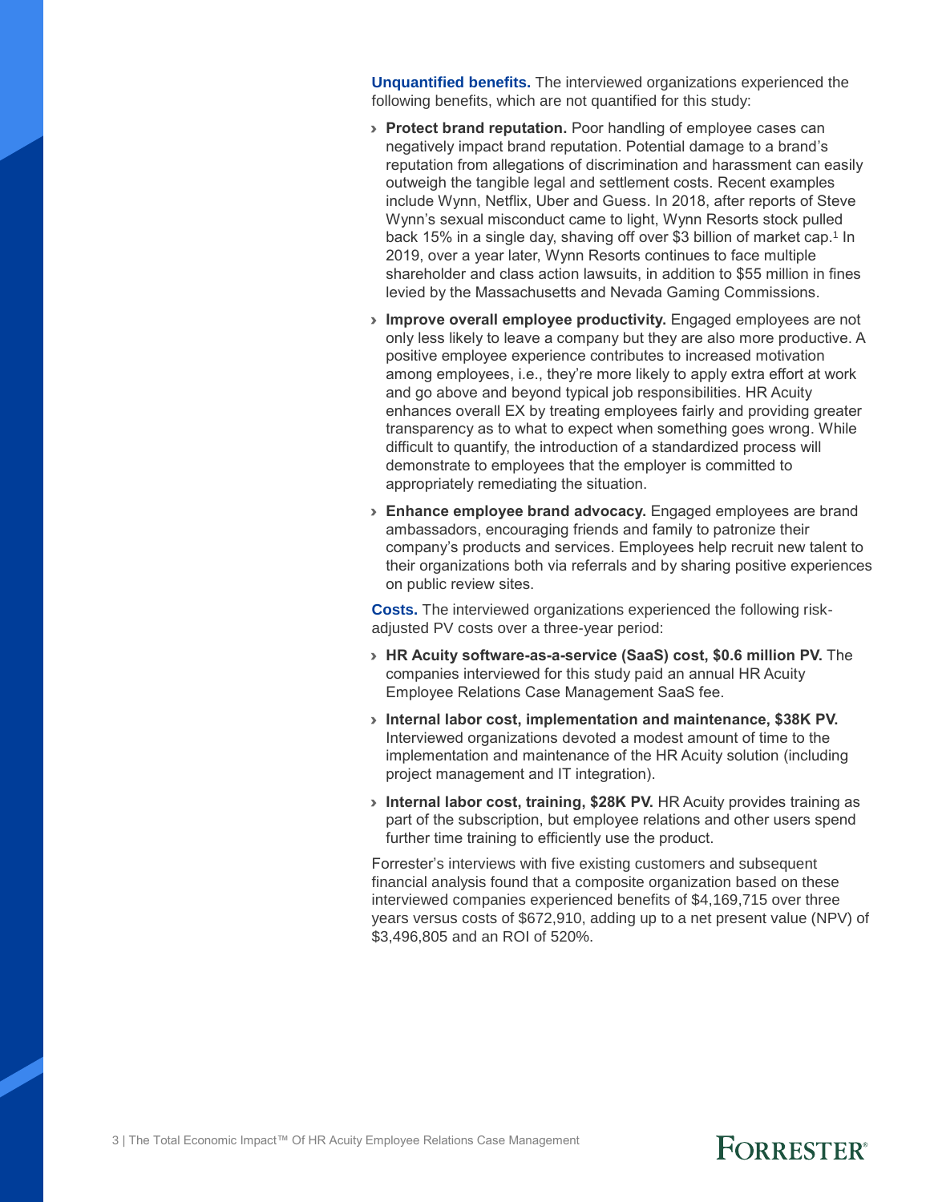**Unquantified benefits.** The interviewed organizations experienced the following benefits, which are not quantified for this study:

- **Protect brand reputation.** Poor handling of employee cases can negatively impact brand reputation. Potential damage to a brand's reputation from allegations of discrimination and harassment can easily outweigh the tangible legal and settlement costs. Recent examples include Wynn, Netflix, Uber and Guess. In 2018, after reports of Steve Wynn's sexual misconduct came to light, Wynn Resorts stock pulled back 15% in a single day, shaving off over $3 billion of market cap.[1] In 2019, over a year later, Wynn Resorts continues to face multiple shareholder and class action lawsuits, in addition to $55 million in fines levied by the Massachusetts and Nevada Gaming Commissions.
- **Improve overall employee productivity.** Engaged employees are not only less likely to leave a company but they are also more productive. A positive employee experience contributes to increased motivation among employees, i.e., they're more likely to apply extra effort at work and go above and beyond typical job responsibilities. HR Acuity enhances overall EX by treating employees fairly and providing greater transparency as to what to expect when something goes wrong. While difficult to quantify, the introduction of a standardized process will demonstrate to employees that the employer is committed to appropriately remediating the situation.
- **Enhance employee brand advocacy.** Engaged employees are brand ambassadors, encouraging friends and family to patronize their company's products and services. Employees help recruit new talent to their organizations both via referrals and by sharing positive experiences on public review sites.

**Costs.** The interviewed organizations experienced the following risk-adjusted PV costs over a three-year period:

- **HR Acuity software-as-a-service (SaaS) cost, $0.6 million PV.** The companies interviewed for this study paid an annual HR Acuity Employee Relations Case Management SaaS fee.
- **Internal labor cost, implementation and maintenance, $38K PV.** Interviewed organizations devoted a modest amount of time to the implementation and maintenance of the HR Acuity solution (including project management and IT integration).
- **Internal labor cost, training, $28K PV.** HR Acuity provides training as part of the subscription, but employee relations and other users spend further time training to efficiently use the product.

Forrester's interviews with five existing customers and subsequent financial analysis found that a composite organization based on these interviewed companies experienced benefits of $4,169,715 over three years versus costs of $672,910, adding up to a net present value (NPV) of $3,496,805 and an ROI of 520%.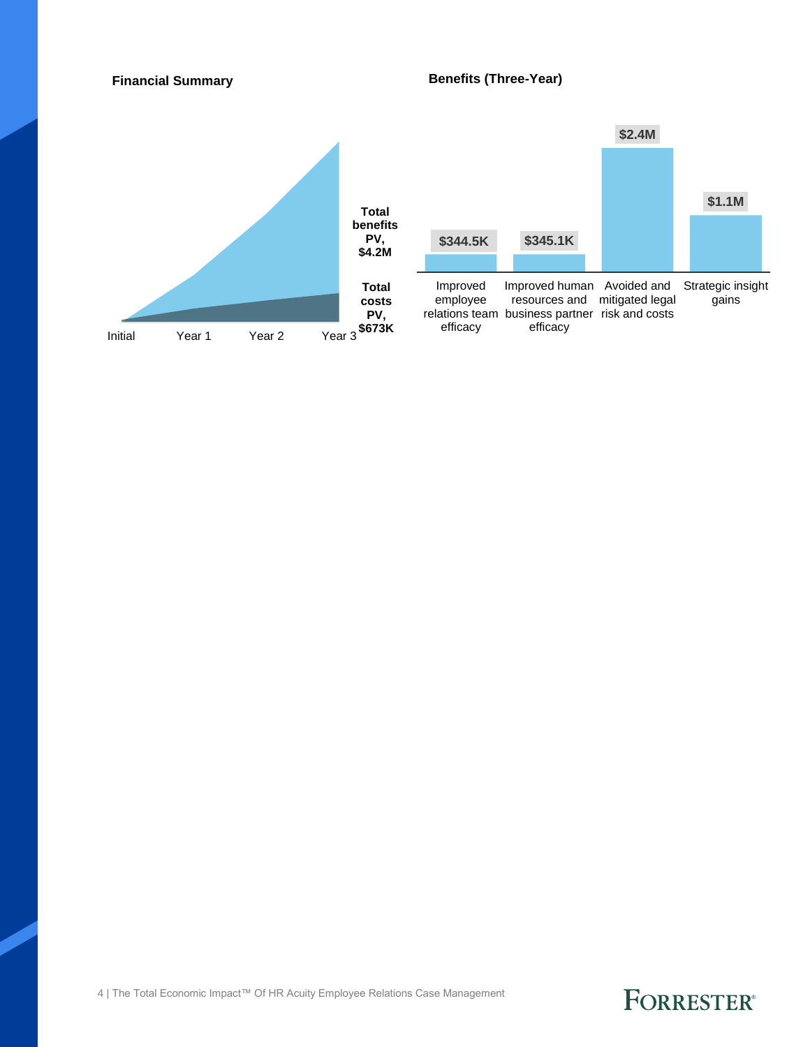**Financial Summary**

| | Initial | Year 1 | Year 2 | Year 3 |
|---|---|---|---|---|
| Total benefits PV, $4.2M | | | | |
| Total costs PV, $673K | | | | |

**Benefits (Three-Year)**

| Benefit | Value |
|---|---|
| Improved employee relations team efficacy | $344.5K |
| Improved human resources and business partner efficacy | $345.1K |
| Avoided and mitigated legal risk and costs | $2.4M |
| Strategic insight gains | $1.1M |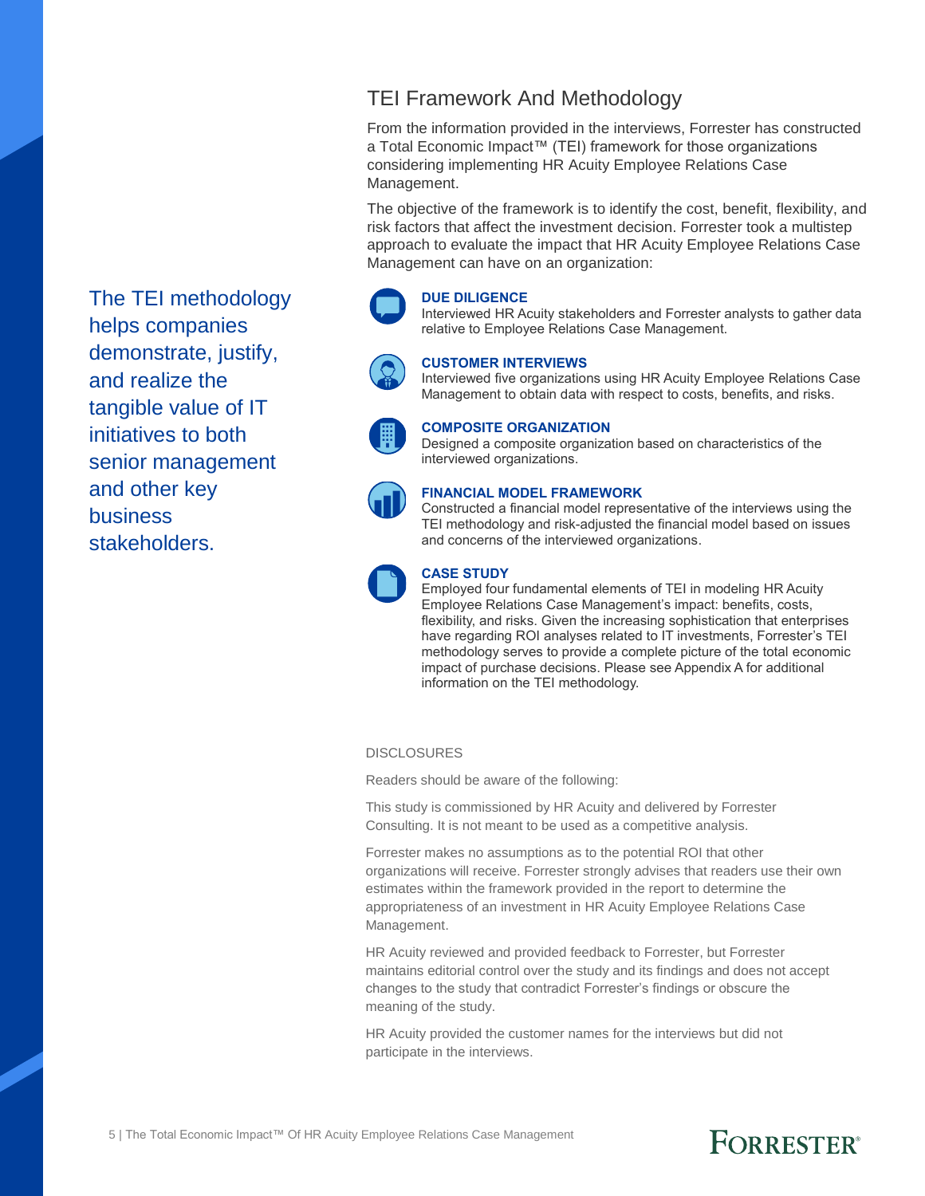## TEI Framework And Methodology

From the information provided in the interviews, Forrester has constructed a Total Economic Impact™ (TEI) framework for those organizations considering implementing HR Acuity Employee Relations Case Management.

The objective of the framework is to identify the cost, benefit, flexibility, and risk factors that affect the investment decision. Forrester took a multistep approach to evaluate the impact that HR Acuity Employee Relations Case Management can have on an organization:

The TEI methodology helps companies demonstrate, justify, and realize the tangible value of IT initiatives to both senior management and other key business stakeholders.

**DUE DILIGENCE**
Interviewed HR Acuity stakeholders and Forrester analysts to gather data relative to Employee Relations Case Management.

**CUSTOMER INTERVIEWS**
Interviewed five organizations using HR Acuity Employee Relations Case Management to obtain data with respect to costs, benefits, and risks.

**COMPOSITE ORGANIZATION**
Designed a composite organization based on characteristics of the interviewed organizations.

**FINANCIAL MODEL FRAMEWORK**
Constructed a financial model representative of the interviews using the TEI methodology and risk-adjusted the financial model based on issues and concerns of the interviewed organizations.

**CASE STUDY**
Employed four fundamental elements of TEI in modeling HR Acuity Employee Relations Case Management's impact: benefits, costs, flexibility, and risks. Given the increasing sophistication that enterprises have regarding ROI analyses related to IT investments, Forrester's TEI methodology serves to provide a complete picture of the total economic impact of purchase decisions. Please see Appendix A for additional information on the TEI methodology.

DISCLOSURES

Readers should be aware of the following:

This study is commissioned by HR Acuity and delivered by Forrester Consulting. It is not meant to be used as a competitive analysis.

Forrester makes no assumptions as to the potential ROI that other organizations will receive. Forrester strongly advises that readers use their own estimates within the framework provided in the report to determine the appropriateness of an investment in HR Acuity Employee Relations Case Management.

HR Acuity reviewed and provided feedback to Forrester, but Forrester maintains editorial control over the study and its findings and does not accept changes to the study that contradict Forrester's findings or obscure the meaning of the study.

HR Acuity provided the customer names for the interviews but did not participate in the interviews.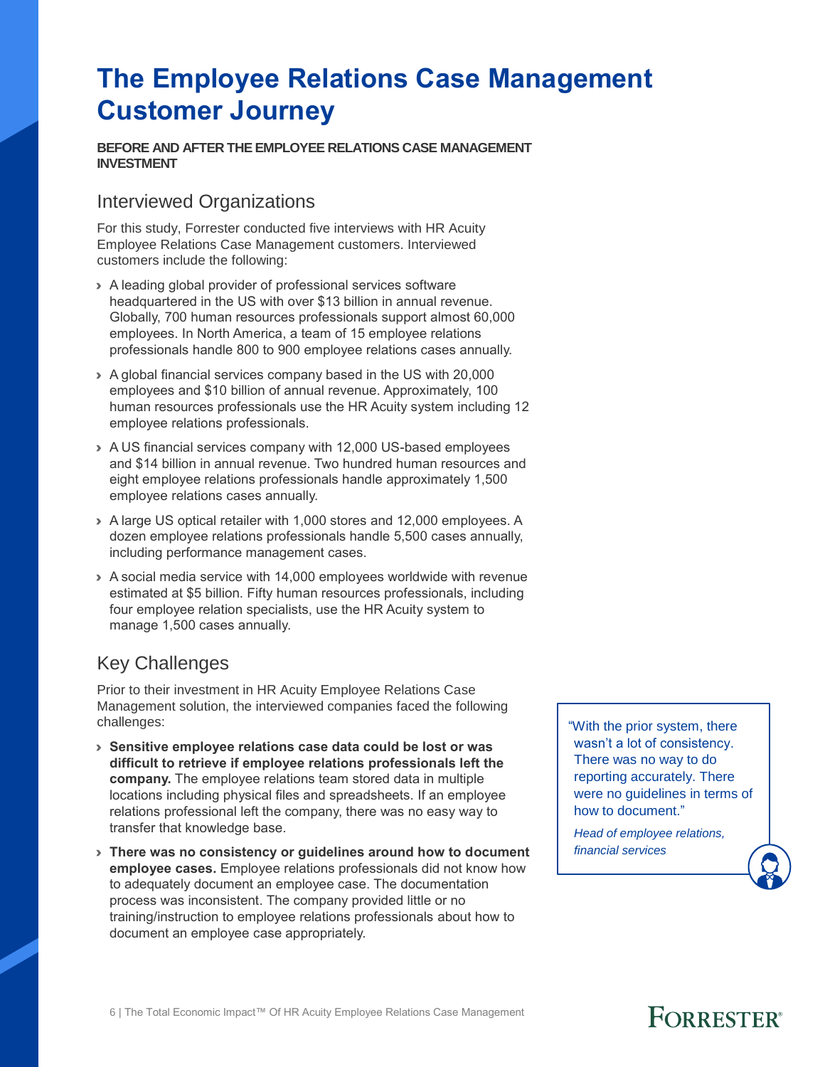# The Employee Relations Case Management Customer Journey

**BEFORE AND AFTER THE EMPLOYEE RELATIONS CASE MANAGEMENT INVESTMENT**

## Interviewed Organizations

For this study, Forrester conducted five interviews with HR Acuity Employee Relations Case Management customers. Interviewed customers include the following:

- A leading global provider of professional services software headquartered in the US with over $13 billion in annual revenue. Globally, 700 human resources professionals support almost 60,000 employees. In North America, a team of 15 employee relations professionals handle 800 to 900 employee relations cases annually.
- A global financial services company based in the US with 20,000 employees and $10 billion of annual revenue. Approximately, 100 human resources professionals use the HR Acuity system including 12 employee relations professionals.
- A US financial services company with 12,000 US-based employees and $14 billion in annual revenue. Two hundred human resources and eight employee relations professionals handle approximately 1,500 employee relations cases annually.
- A large US optical retailer with 1,000 stores and 12,000 employees. A dozen employee relations professionals handle 5,500 cases annually, including performance management cases.
- A social media service with 14,000 employees worldwide with revenue estimated at $5 billion. Fifty human resources professionals, including four employee relation specialists, use the HR Acuity system to manage 1,500 cases annually.

## Key Challenges

Prior to their investment in HR Acuity Employee Relations Case Management solution, the interviewed companies faced the following challenges:

- **Sensitive employee relations case data could be lost or was difficult to retrieve if employee relations professionals left the company.** The employee relations team stored data in multiple locations including physical files and spreadsheets. If an employee relations professional left the company, there was no easy way to transfer that knowledge base.
- **There was no consistency or guidelines around how to document employee cases.** Employee relations professionals did not know how to adequately document an employee case. The documentation process was inconsistent. The company provided little or no training/instruction to employee relations professionals about how to document an employee case appropriately.

> "With the prior system, there wasn't a lot of consistency. There was no way to do reporting accurately. There were no guidelines in terms of how to document."
>
> *Head of employee relations, financial services*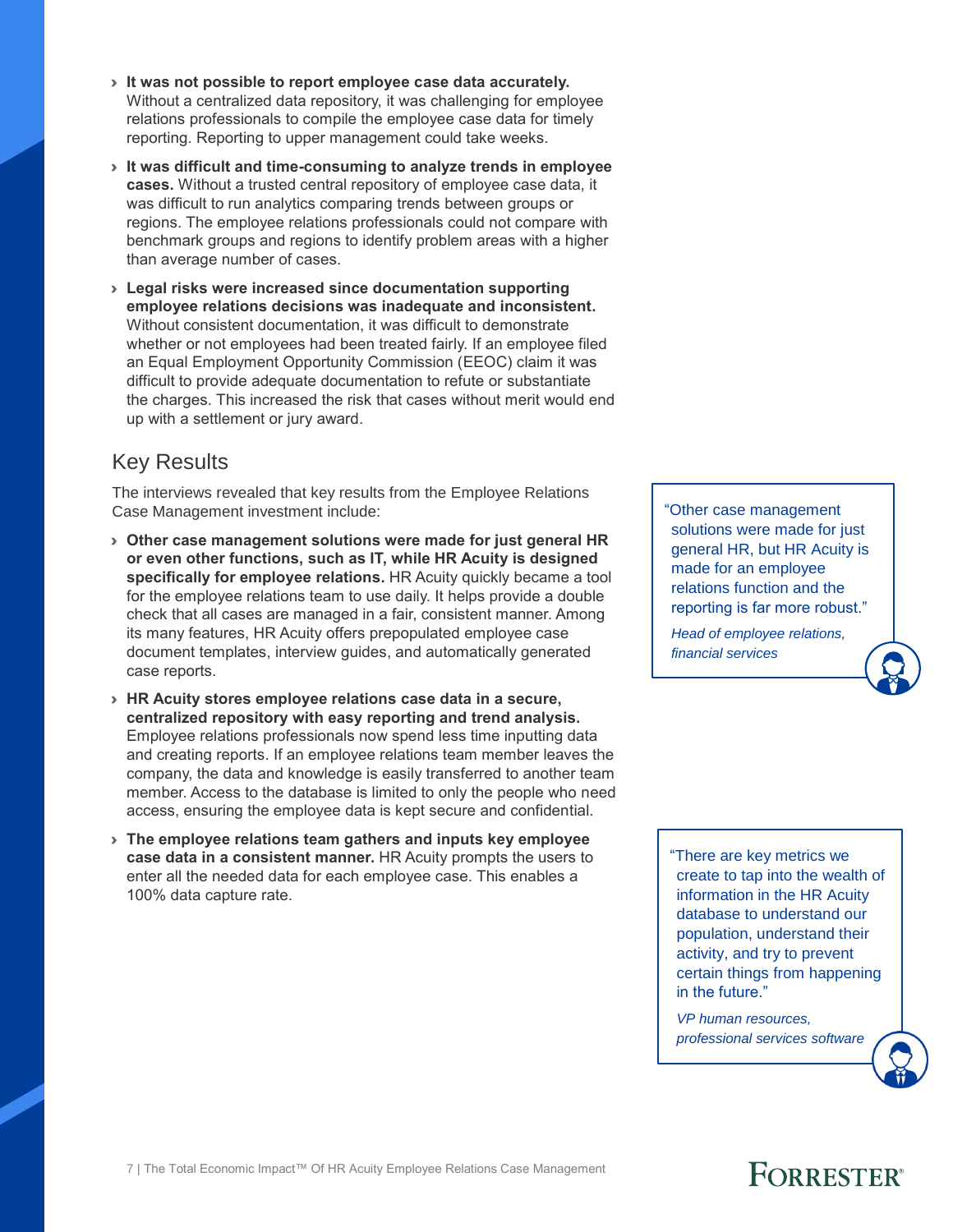- **It was not possible to report employee case data accurately.** Without a centralized data repository, it was challenging for employee relations professionals to compile the employee case data for timely reporting. Reporting to upper management could take weeks.

- **It was difficult and time-consuming to analyze trends in employee cases.** Without a trusted central repository of employee case data, it was difficult to run analytics comparing trends between groups or regions. The employee relations professionals could not compare with benchmark groups and regions to identify problem areas with a higher than average number of cases.

- **Legal risks were increased since documentation supporting employee relations decisions was inadequate and inconsistent.** Without consistent documentation, it was difficult to demonstrate whether or not employees had been treated fairly. If an employee filed an Equal Employment Opportunity Commission (EEOC) claim it was difficult to provide adequate documentation to refute or substantiate the charges. This increased the risk that cases without merit would end up with a settlement or jury award.

## Key Results

The interviews revealed that key results from the Employee Relations Case Management investment include:

- **Other case management solutions were made for just general HR or even other functions, such as IT, while HR Acuity is designed specifically for employee relations.** HR Acuity quickly became a tool for the employee relations team to use daily. It helps provide a double check that all cases are managed in a fair, consistent manner. Among its many features, HR Acuity offers prepopulated employee case document templates, interview guides, and automatically generated case reports.

- **HR Acuity stores employee relations case data in a secure, centralized repository with easy reporting and trend analysis.** Employee relations professionals now spend less time inputting data and creating reports. If an employee relations team member leaves the company, the data and knowledge is easily transferred to another team member. Access to the database is limited to only the people who need access, ensuring the employee data is kept secure and confidential.

- **The employee relations team gathers and inputs key employee case data in a consistent manner.** HR Acuity prompts the users to enter all the needed data for each employee case. This enables a 100% data capture rate.

> "Other case management solutions were made for just general HR, but HR Acuity is made for an employee relations function and the reporting is far more robust."
>
> *Head of employee relations, financial services*

> "There are key metrics we create to tap into the wealth of information in the HR Acuity database to understand our population, understand their activity, and try to prevent certain things from happening in the future."
>
> *VP human resources, professional services software*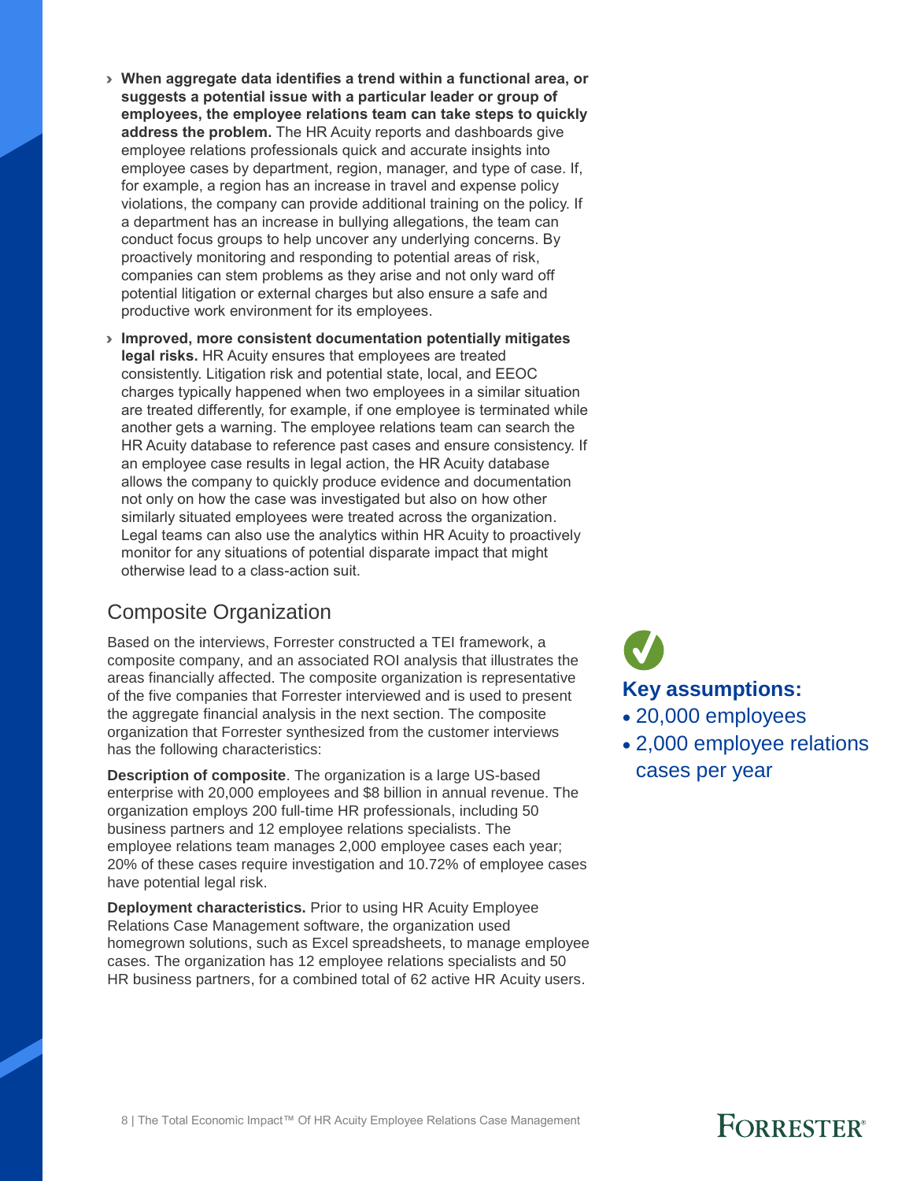- **When aggregate data identifies a trend within a functional area, or suggests a potential issue with a particular leader or group of employees, the employee relations team can take steps to quickly address the problem.** The HR Acuity reports and dashboards give employee relations professionals quick and accurate insights into employee cases by department, region, manager, and type of case. If, for example, a region has an increase in travel and expense policy violations, the company can provide additional training on the policy. If a department has an increase in bullying allegations, the team can conduct focus groups to help uncover any underlying concerns. By proactively monitoring and responding to potential areas of risk, companies can stem problems as they arise and not only ward off potential litigation or external charges but also ensure a safe and productive work environment for its employees.
- **Improved, more consistent documentation potentially mitigates legal risks.** HR Acuity ensures that employees are treated consistently. Litigation risk and potential state, local, and EEOC charges typically happened when two employees in a similar situation are treated differently, for example, if one employee is terminated while another gets a warning. The employee relations team can search the HR Acuity database to reference past cases and ensure consistency. If an employee case results in legal action, the HR Acuity database allows the company to quickly produce evidence and documentation not only on how the case was investigated but also on how other similarly situated employees were treated across the organization. Legal teams can also use the analytics within HR Acuity to proactively monitor for any situations of potential disparate impact that might otherwise lead to a class-action suit.

## Composite Organization

Based on the interviews, Forrester constructed a TEI framework, a composite company, and an associated ROI analysis that illustrates the areas financially affected. The composite organization is representative of the five companies that Forrester interviewed and is used to present the aggregate financial analysis in the next section. The composite organization that Forrester synthesized from the customer interviews has the following characteristics:

**Description of composite**. The organization is a large US-based enterprise with 20,000 employees and $8 billion in annual revenue. The organization employs 200 full-time HR professionals, including 50 business partners and 12 employee relations specialists. The employee relations team manages 2,000 employee cases each year; 20% of these cases require investigation and 10.72% of employee cases have potential legal risk.

**Deployment characteristics.** Prior to using HR Acuity Employee Relations Case Management software, the organization used homegrown solutions, such as Excel spreadsheets, to manage employee cases. The organization has 12 employee relations specialists and 50 HR business partners, for a combined total of 62 active HR Acuity users.

**Key assumptions:**

- 20,000 employees
- 2,000 employee relations cases per year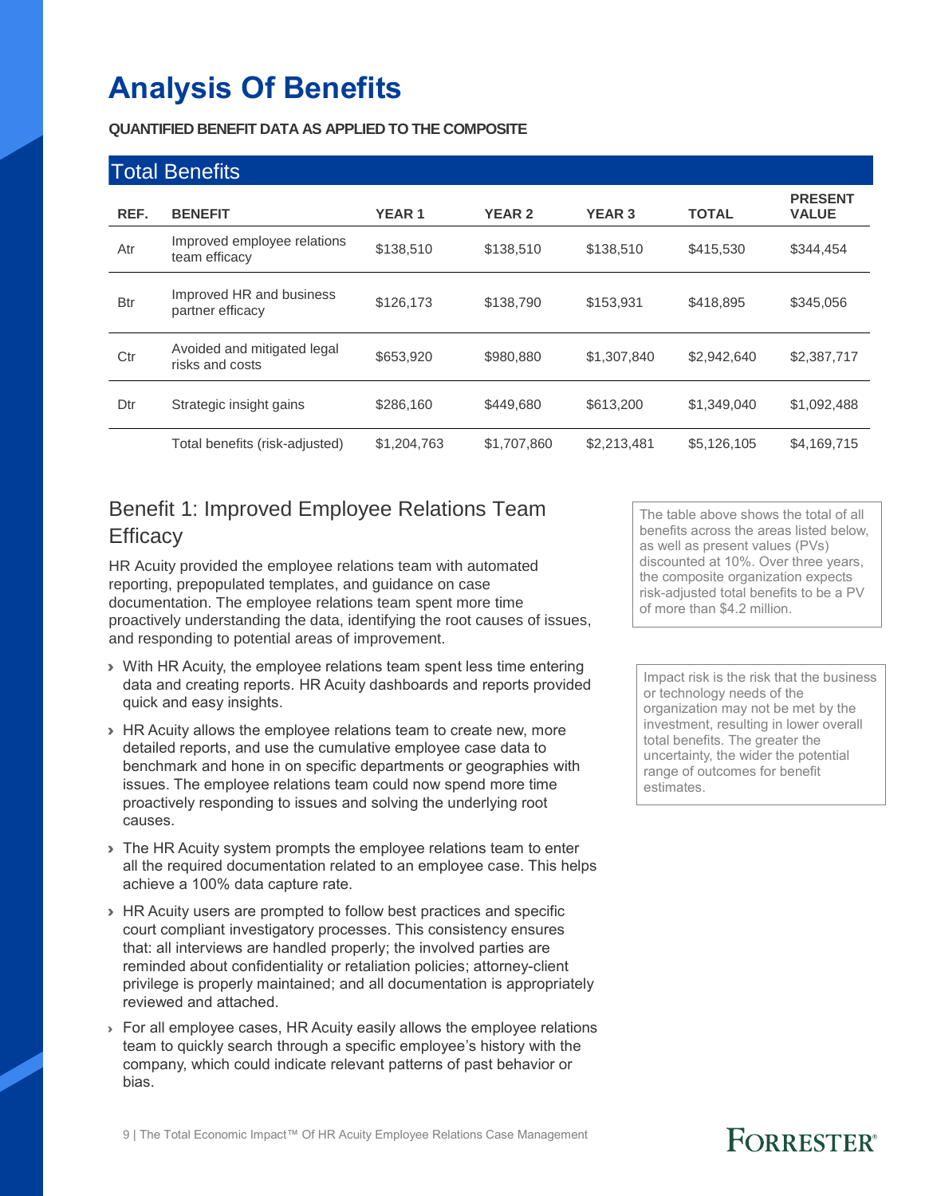# Analysis Of Benefits

**QUANTIFIED BENEFIT DATA AS APPLIED TO THE COMPOSITE**

## Total Benefits

| REF. | BENEFIT | YEAR 1 | YEAR 2 | YEAR 3 | TOTAL | PRESENT VALUE |
|---|---|---|---|---|---|---|
| Atr | Improved employee relations team efficacy | $138,510 | $138,510 | $138,510 | $415,530 | $344,454 |
| Btr | Improved HR and business partner efficacy | $126,173 | $138,790 | $153,931 | $418,895 | $345,056 |
| Ctr | Avoided and mitigated legal risks and costs | $653,920 | $980,880 | $1,307,840 | $2,942,640 | $2,387,717 |
| Dtr | Strategic insight gains | $286,160 | $449,680 | $613,200 | $1,349,040 | $1,092,488 |
| | Total benefits (risk-adjusted) | $1,204,763 | $1,707,860 | $2,213,481 | $5,126,105 | $4,169,715 |

The table above shows the total of all benefits across the areas listed below, as well as present values (PVs) discounted at 10%. Over three years, the composite organization expects risk-adjusted total benefits to be a PV of more than $4.2 million.

Impact risk is the risk that the business or technology needs of the organization may not be met by the investment, resulting in lower overall total benefits. The greater the uncertainty, the wider the potential range of outcomes for benefit estimates.

## Benefit 1: Improved Employee Relations Team Efficacy

HR Acuity provided the employee relations team with automated reporting, prepopulated templates, and guidance on case documentation. The employee relations team spent more time proactively understanding the data, identifying the root causes of issues, and responding to potential areas of improvement.

- With HR Acuity, the employee relations team spent less time entering data and creating reports. HR Acuity dashboards and reports provided quick and easy insights.
- HR Acuity allows the employee relations team to create new, more detailed reports, and use the cumulative employee case data to benchmark and hone in on specific departments or geographies with issues. The employee relations team could now spend more time proactively responding to issues and solving the underlying root causes.
- The HR Acuity system prompts the employee relations team to enter all the required documentation related to an employee case. This helps achieve a 100% data capture rate.
- HR Acuity users are prompted to follow best practices and specific court compliant investigatory processes. This consistency ensures that: all interviews are handled properly; the involved parties are reminded about confidentiality or retaliation policies; attorney-client privilege is properly maintained; and all documentation is appropriately reviewed and attached.
- For all employee cases, HR Acuity easily allows the employee relations team to quickly search through a specific employee's history with the company, which could indicate relevant patterns of past behavior or bias.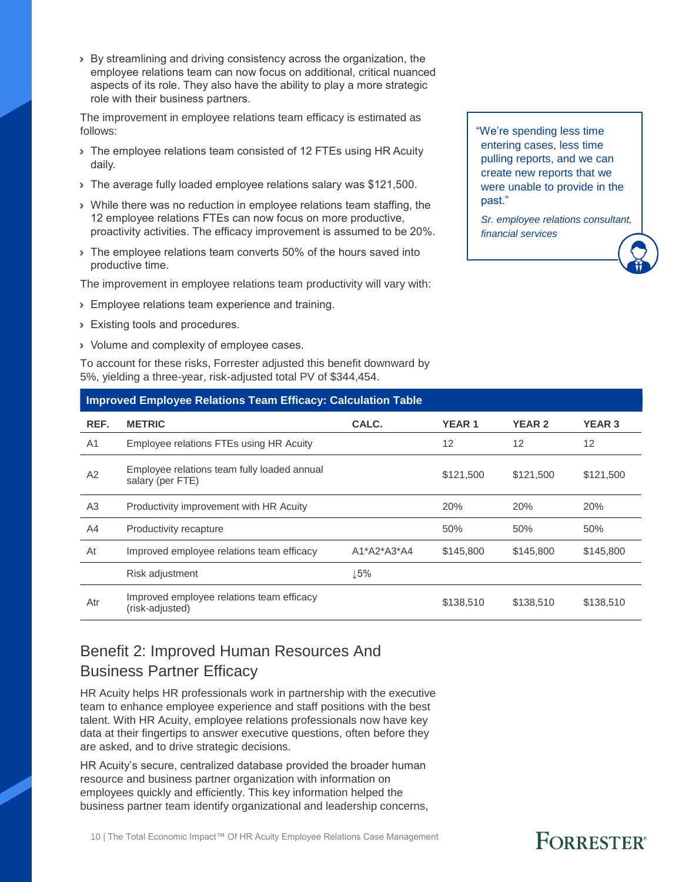- By streamlining and driving consistency across the organization, the employee relations team can now focus on additional, critical nuanced aspects of its role. They also have the ability to play a more strategic role with their business partners.

The improvement in employee relations team efficacy is estimated as follows:

- The employee relations team consisted of 12 FTEs using HR Acuity daily.
- The average fully loaded employee relations salary was $121,500.
- While there was no reduction in employee relations team staffing, the 12 employee relations FTEs can now focus on more productive, proactivity activities. The efficacy improvement is assumed to be 20%.
- The employee relations team converts 50% of the hours saved into productive time.

The improvement in employee relations team productivity will vary with:

- Employee relations team experience and training.
- Existing tools and procedures.
- Volume and complexity of employee cases.

To account for these risks, Forrester adjusted this benefit downward by 5%, yielding a three-year, risk-adjusted total PV of $344,454.

> "We're spending less time entering cases, less time pulling reports, and we can create new reports that we were unable to provide in the past."
>
> *Sr. employee relations consultant, financial services*

**Improved Employee Relations Team Efficacy: Calculation Table**

| REF. | METRIC | CALC. | YEAR 1 | YEAR 2 | YEAR 3 |
|---|---|---|---|---|---|
| A1 | Employee relations FTEs using HR Acuity | | 12 | 12 | 12 |
| A2 | Employee relations team fully loaded annual salary (per FTE) | | $121,500 | $121,500 | $121,500 |
| A3 | Productivity improvement with HR Acuity | | 20% | 20% | 20% |
| A4 | Productivity recapture | | 50% | 50% | 50% |
| At | Improved employee relations team efficacy | A1*A2*A3*A4 | $145,800 | $145,800 | $145,800 |
| | Risk adjustment | ↓5% | | | |
| Atr | Improved employee relations team efficacy (risk-adjusted) | | $138,510 | $138,510 | $138,510 |

## Benefit 2: Improved Human Resources And Business Partner Efficacy

HR Acuity helps HR professionals work in partnership with the executive team to enhance employee experience and staff positions with the best talent. With HR Acuity, employee relations professionals now have key data at their fingertips to answer executive questions, often before they are asked, and to drive strategic decisions.

HR Acuity's secure, centralized database provided the broader human resource and business partner organization with information on employees quickly and efficiently. This key information helped the business partner team identify organizational and leadership concerns,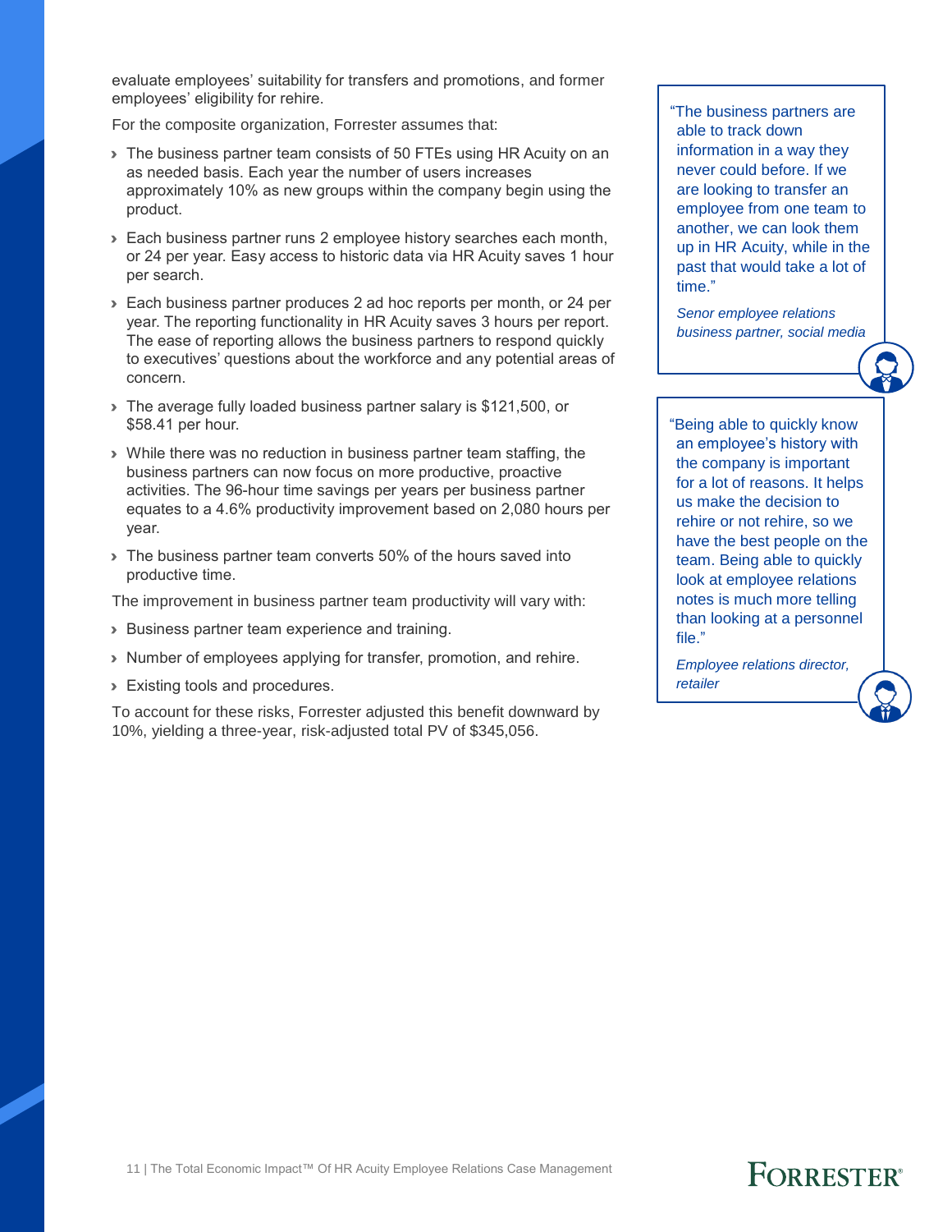evaluate employees' suitability for transfers and promotions, and former employees' eligibility for rehire.

For the composite organization, Forrester assumes that:

- The business partner team consists of 50 FTEs using HR Acuity on an as needed basis. Each year the number of users increases approximately 10% as new groups within the company begin using the product.
- Each business partner runs 2 employee history searches each month, or 24 per year. Easy access to historic data via HR Acuity saves 1 hour per search.
- Each business partner produces 2 ad hoc reports per month, or 24 per year. The reporting functionality in HR Acuity saves 3 hours per report. The ease of reporting allows the business partners to respond quickly to executives' questions about the workforce and any potential areas of concern.
- The average fully loaded business partner salary is $121,500, or $58.41 per hour.
- While there was no reduction in business partner team staffing, the business partners can now focus on more productive, proactive activities. The 96-hour time savings per years per business partner equates to a 4.6% productivity improvement based on 2,080 hours per year.
- The business partner team converts 50% of the hours saved into productive time.

The improvement in business partner team productivity will vary with:

- Business partner team experience and training.
- Number of employees applying for transfer, promotion, and rehire.
- Existing tools and procedures.

To account for these risks, Forrester adjusted this benefit downward by 10%, yielding a three-year, risk-adjusted total PV of $345,056.

> "The business partners are able to track down information in a way they never could before. If we are looking to transfer an employee from one team to another, we can look them up in HR Acuity, while in the past that would take a lot of time."
>
> *Senor employee relations business partner, social media*

> "Being able to quickly know an employee's history with the company is important for a lot of reasons. It helps us make the decision to rehire or not rehire, so we have the best people on the team. Being able to quickly look at employee relations notes is much more telling than looking at a personnel file."
>
> *Employee relations director, retailer*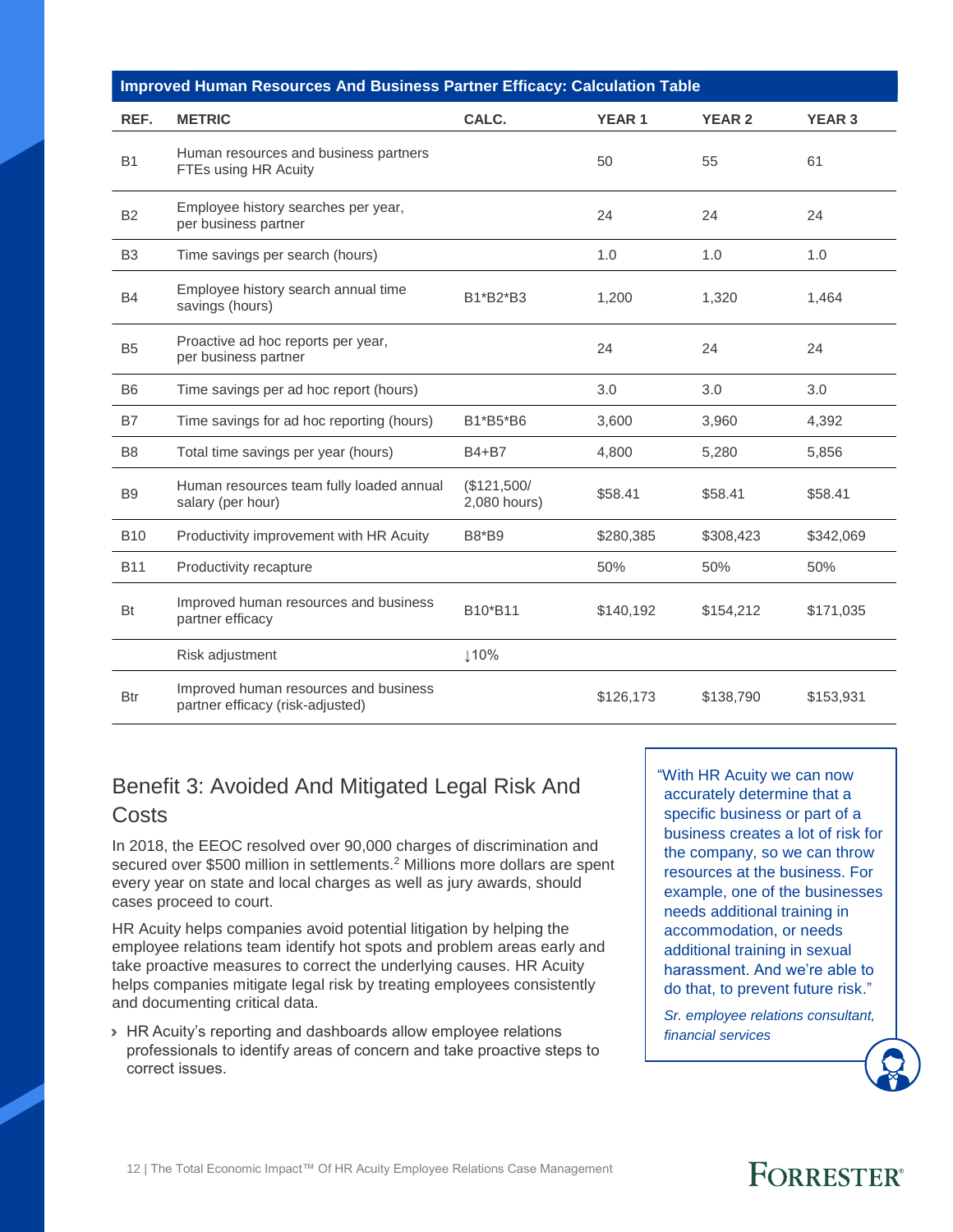| Improved Human Resources And Business Partner Efficacy: Calculation Table | | | | | |
|---|---|---|---|---|---|
| **REF.** | **METRIC** | **CALC.** | **YEAR 1** | **YEAR 2** | **YEAR 3** |
| B1 | Human resources and business partners FTEs using HR Acuity | | 50 | 55 | 61 |
| B2 | Employee history searches per year, per business partner | | 24 | 24 | 24 |
| B3 | Time savings per search (hours) | | 1.0 | 1.0 | 1.0 |
| B4 | Employee history search annual time savings (hours) | B1*B2*B3 | 1,200 | 1,320 | 1,464 |
| B5 | Proactive ad hoc reports per year, per business partner | | 24 | 24 | 24 |
| B6 | Time savings per ad hoc report (hours) | | 3.0 | 3.0 | 3.0 |
| B7 | Time savings for ad hoc reporting (hours) | B1*B5*B6 | 3,600 | 3,960 | 4,392 |
| B8 | Total time savings per year (hours) | B4+B7 | 4,800 | 5,280 | 5,856 |
| B9 | Human resources team fully loaded annual salary (per hour) | ($121,500/ 2,080 hours) | $58.41 | $58.41 | $58.41 |
| B10 | Productivity improvement with HR Acuity | B8*B9 | $280,385 | $308,423 | $342,069 |
| B11 | Productivity recapture | | 50% | 50% | 50% |
| Bt | Improved human resources and business partner efficacy | B10*B11 | $140,192 | $154,212 | $171,035 |
| | Risk adjustment | ↓10% | | | |
| Btr | Improved human resources and business partner efficacy (risk-adjusted) | | $126,173 | $138,790 | $153,931 |

## Benefit 3: Avoided And Mitigated Legal Risk And Costs

In 2018, the EEOC resolved over 90,000 charges of discrimination and secured over $500 million in settlements.[2] Millions more dollars are spent every year on state and local charges as well as jury awards, should cases proceed to court.

HR Acuity helps companies avoid potential litigation by helping the employee relations team identify hot spots and problem areas early and take proactive measures to correct the underlying causes. HR Acuity helps companies mitigate legal risk by treating employees consistently and documenting critical data.

- HR Acuity's reporting and dashboards allow employee relations professionals to identify areas of concern and take proactive steps to correct issues.

> "With HR Acuity we can now accurately determine that a specific business or part of a business creates a lot of risk for the company, so we can throw resources at the business. For example, one of the businesses needs additional training in accommodation, or needs additional training in sexual harassment. And we're able to do that, to prevent future risk."
>
> *Sr. employee relations consultant, financial services*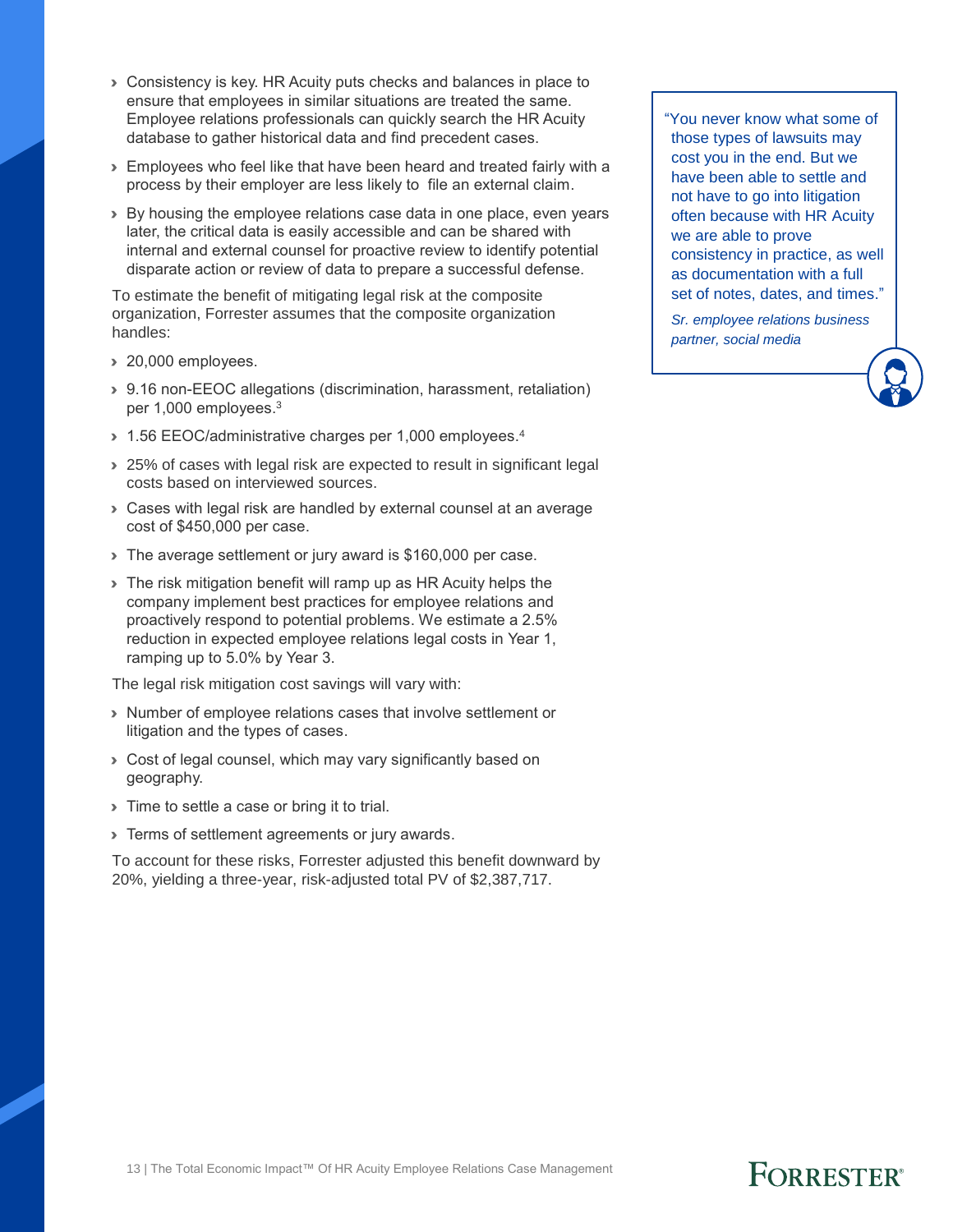- Consistency is key. HR Acuity puts checks and balances in place to ensure that employees in similar situations are treated the same. Employee relations professionals can quickly search the HR Acuity database to gather historical data and find precedent cases.
- Employees who feel like that have been heard and treated fairly with a process by their employer are less likely to file an external claim.
- By housing the employee relations case data in one place, even years later, the critical data is easily accessible and can be shared with internal and external counsel for proactive review to identify potential disparate action or review of data to prepare a successful defense.

To estimate the benefit of mitigating legal risk at the composite organization, Forrester assumes that the composite organization handles:

- 20,000 employees.
- 9.16 non-EEOC allegations (discrimination, harassment, retaliation) per 1,000 employees.[3]
- 1.56 EEOC/administrative charges per 1,000 employees.[4]
- 25% of cases with legal risk are expected to result in significant legal costs based on interviewed sources.
- Cases with legal risk are handled by external counsel at an average cost of $450,000 per case.
- The average settlement or jury award is $160,000 per case.
- The risk mitigation benefit will ramp up as HR Acuity helps the company implement best practices for employee relations and proactively respond to potential problems. We estimate a 2.5% reduction in expected employee relations legal costs in Year 1, ramping up to 5.0% by Year 3.

The legal risk mitigation cost savings will vary with:

- Number of employee relations cases that involve settlement or litigation and the types of cases.
- Cost of legal counsel, which may vary significantly based on geography.
- Time to settle a case or bring it to trial.
- Terms of settlement agreements or jury awards.

To account for these risks, Forrester adjusted this benefit downward by 20%, yielding a three-year, risk-adjusted total PV of $2,387,717.

> "You never know what some of those types of lawsuits may cost you in the end. But we have been able to settle and not have to go into litigation often because with HR Acuity we are able to prove consistency in practice, as well as documentation with a full set of notes, dates, and times."
>
> *Sr. employee relations business partner, social media*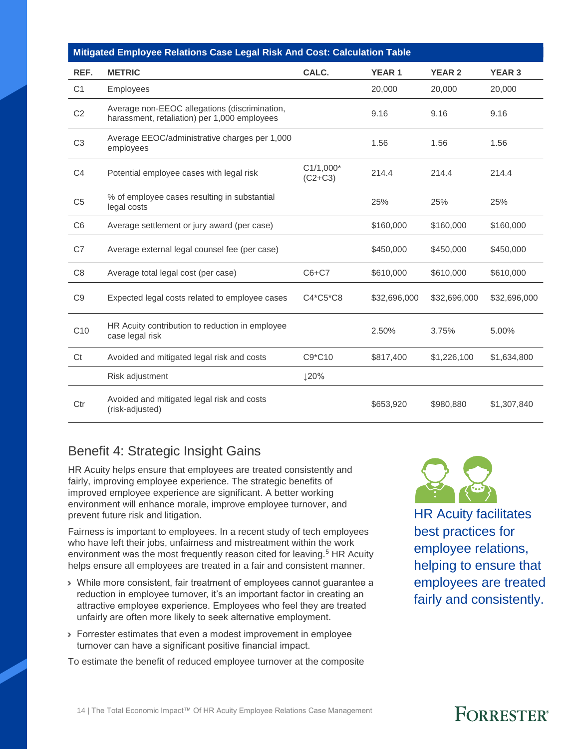| Mitigated Employee Relations Case Legal Risk And Cost: Calculation Table | | | | | |
|---|---|---|---|---|---|
| **REF.** | **METRIC** | **CALC.** | **YEAR 1** | **YEAR 2** | **YEAR 3** |
| C1 | Employees | | 20,000 | 20,000 | 20,000 |
| C2 | Average non-EEOC allegations (discrimination, harassment, retaliation) per 1,000 employees | | 9.16 | 9.16 | 9.16 |
| C3 | Average EEOC/administrative charges per 1,000 employees | | 1.56 | 1.56 | 1.56 |
| C4 | Potential employee cases with legal risk | C1/1,000*(C2+C3) | 214.4 | 214.4 | 214.4 |
| C5 | % of employee cases resulting in substantial legal costs | | 25% | 25% | 25% |
| C6 | Average settlement or jury award (per case) | | $160,000 | $160,000 | $160,000 |
| C7 | Average external legal counsel fee (per case) | | $450,000 | $450,000 | $450,000 |
| C8 | Average total legal cost (per case) | C6+C7 | $610,000 | $610,000 | $610,000 |
| C9 | Expected legal costs related to employee cases | C4*C5*C8 | $32,696,000 | $32,696,000 | $32,696,000 |
| C10 | HR Acuity contribution to reduction in employee case legal risk | | 2.50% | 3.75% | 5.00% |
| Ct | Avoided and mitigated legal risk and costs | C9*C10 | $817,400 | $1,226,100 | $1,634,800 |
| | Risk adjustment | ↓20% | | | |
| Ctr | Avoided and mitigated legal risk and costs (risk-adjusted) | | $653,920 | $980,880 | $1,307,840 |

## Benefit 4: Strategic Insight Gains

HR Acuity helps ensure that employees are treated consistently and fairly, improving employee experience. The strategic benefits of improved employee experience are significant. A better working environment will enhance morale, improve employee turnover, and prevent future risk and litigation.

Fairness is important to employees. In a recent study of tech employees who have left their jobs, unfairness and mistreatment within the work environment was the most frequently reason cited for leaving.[5] HR Acuity helps ensure all employees are treated in a fair and consistent manner.

- While more consistent, fair treatment of employees cannot guarantee a reduction in employee turnover, it's an important factor in creating an attractive employee experience. Employees who feel they are treated unfairly are often more likely to seek alternative employment.
- Forrester estimates that even a modest improvement in employee turnover can have a significant positive financial impact.

To estimate the benefit of reduced employee turnover at the composite

HR Acuity facilitates best practices for employee relations, helping to ensure that employees are treated fairly and consistently.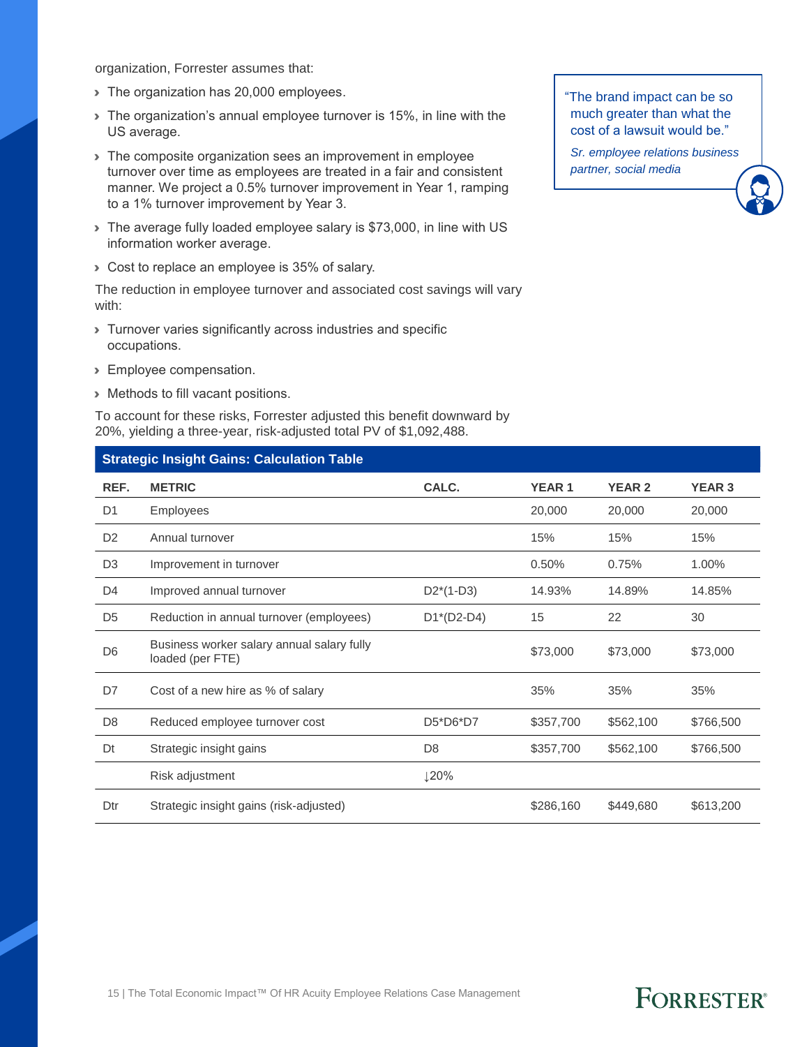organization, Forrester assumes that:

- The organization has 20,000 employees.
- The organization's annual employee turnover is 15%, in line with the US average.
- The composite organization sees an improvement in employee turnover over time as employees are treated in a fair and consistent manner. We project a 0.5% turnover improvement in Year 1, ramping to a 1% turnover improvement by Year 3.
- The average fully loaded employee salary is $73,000, in line with US information worker average.
- Cost to replace an employee is 35% of salary.

The reduction in employee turnover and associated cost savings will vary with:

- Turnover varies significantly across industries and specific occupations.
- Employee compensation.
- Methods to fill vacant positions.

To account for these risks, Forrester adjusted this benefit downward by 20%, yielding a three-year, risk-adjusted total PV of $1,092,488.

> "The brand impact can be so much greater than what the cost of a lawsuit would be."
>
> *Sr. employee relations business partner, social media*

**Strategic Insight Gains: Calculation Table**

| REF. | METRIC | CALC. | YEAR 1 | YEAR 2 | YEAR 3 |
|---|---|---|---|---|---|
| D1 | Employees | | 20,000 | 20,000 | 20,000 |
| D2 | Annual turnover | | 15% | 15% | 15% |
| D3 | Improvement in turnover | | 0.50% | 0.75% | 1.00% |
| D4 | Improved annual turnover | D2*(1-D3) | 14.93% | 14.89% | 14.85% |
| D5 | Reduction in annual turnover (employees) | D1*(D2-D4) | 15 | 22 | 30 |
| D6 | Business worker salary annual salary fully loaded (per FTE) | | $73,000 | $73,000 | $73,000 |
| D7 | Cost of a new hire as % of salary | | 35% | 35% | 35% |
| D8 | Reduced employee turnover cost | D5*D6*D7 | $357,700 | $562,100 | $766,500 |
| Dt | Strategic insight gains | D8 | $357,700 | $562,100 | $766,500 |
| | Risk adjustment | ↓20% | | | |
| Dtr | Strategic insight gains (risk-adjusted) | | $286,160 | $449,680 | $613,200 |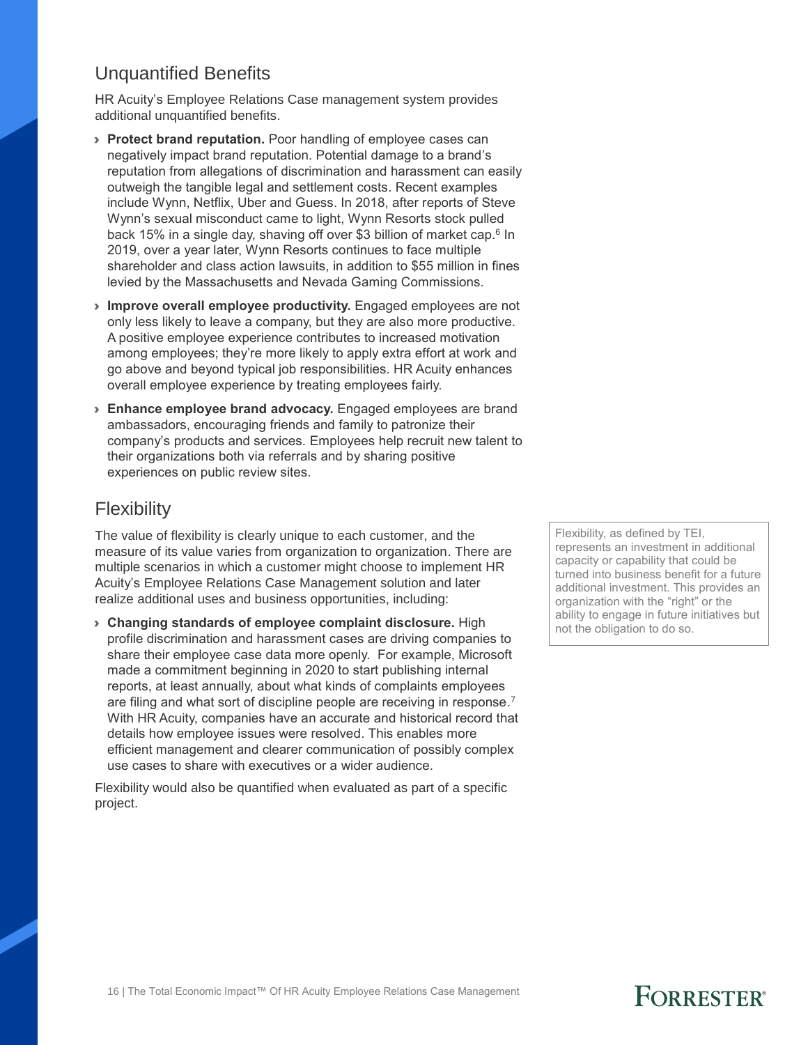## Unquantified Benefits

HR Acuity's Employee Relations Case management system provides additional unquantified benefits.

- **Protect brand reputation.** Poor handling of employee cases can negatively impact brand reputation. Potential damage to a brand's reputation from allegations of discrimination and harassment can easily outweigh the tangible legal and settlement costs. Recent examples include Wynn, Netflix, Uber and Guess. In 2018, after reports of Steve Wynn's sexual misconduct came to light, Wynn Resorts stock pulled back 15% in a single day, shaving off over $3 billion of market cap.[6] In 2019, over a year later, Wynn Resorts continues to face multiple shareholder and class action lawsuits, in addition to $55 million in fines levied by the Massachusetts and Nevada Gaming Commissions.
- **Improve overall employee productivity.** Engaged employees are not only less likely to leave a company, but they are also more productive. A positive employee experience contributes to increased motivation among employees; they're more likely to apply extra effort at work and go above and beyond typical job responsibilities. HR Acuity enhances overall employee experience by treating employees fairly.
- **Enhance employee brand advocacy.** Engaged employees are brand ambassadors, encouraging friends and family to patronize their company's products and services. Employees help recruit new talent to their organizations both via referrals and by sharing positive experiences on public review sites.

## Flexibility

The value of flexibility is clearly unique to each customer, and the measure of its value varies from organization to organization. There are multiple scenarios in which a customer might choose to implement HR Acuity's Employee Relations Case Management solution and later realize additional uses and business opportunities, including:

- **Changing standards of employee complaint disclosure.** High profile discrimination and harassment cases are driving companies to share their employee case data more openly. For example, Microsoft made a commitment beginning in 2020 to start publishing internal reports, at least annually, about what kinds of complaints employees are filing and what sort of discipline people are receiving in response.[7] With HR Acuity, companies have an accurate and historical record that details how employee issues were resolved. This enables more efficient management and clearer communication of possibly complex use cases to share with executives or a wider audience.

Flexibility would also be quantified when evaluated as part of a specific project.

Flexibility, as defined by TEI, represents an investment in additional capacity or capability that could be turned into business benefit for a future additional investment. This provides an organization with the "right" or the ability to engage in future initiatives but not the obligation to do so.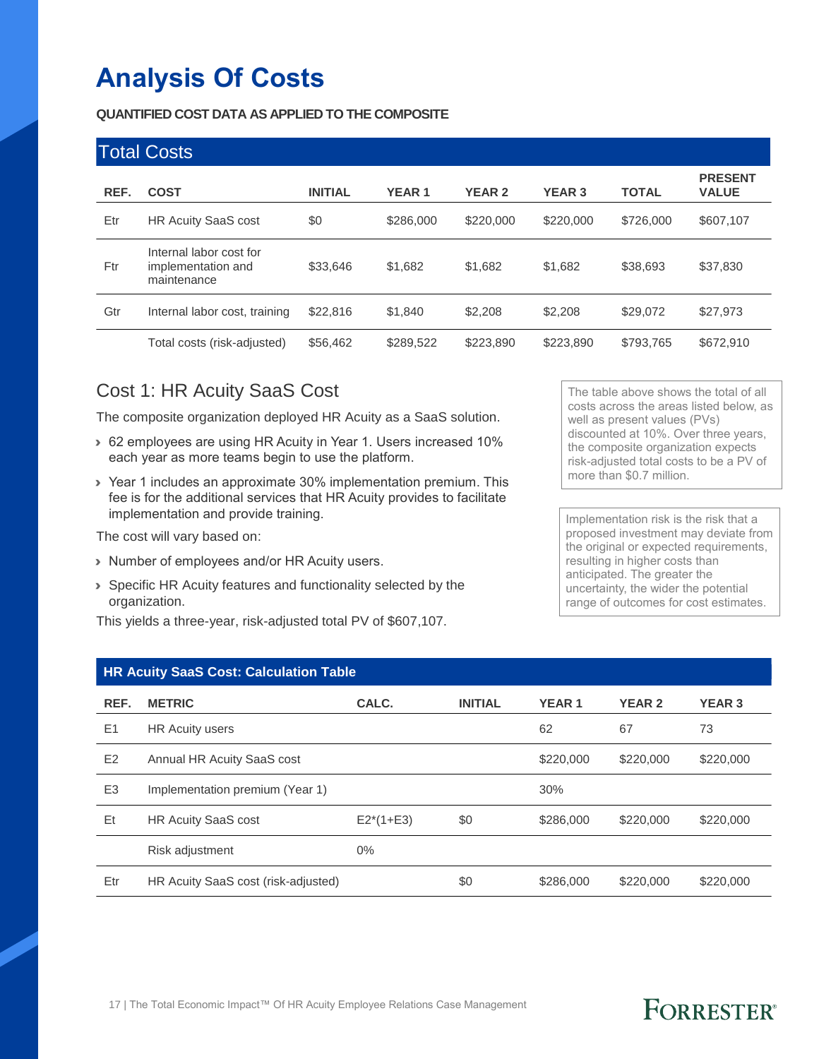# Analysis Of Costs

**QUANTIFIED COST DATA AS APPLIED TO THE COMPOSITE**

| Total Costs | | | | | | | |
|---|---|---|---|---|---|---|---|
| REF. | COST | INITIAL | YEAR 1 | YEAR 2 | YEAR 3 | TOTAL | PRESENT VALUE |
| Etr | HR Acuity SaaS cost | $0 | $286,000 | $220,000 | $220,000 | $726,000 | $607,107 |
| Ftr | Internal labor cost for implementation and maintenance | $33,646 | $1,682 | $1,682 | $1,682 | $38,693 | $37,830 |
| Gtr | Internal labor cost, training | $22,816 | $1,840 | $2,208 | $2,208 | $29,072 | $27,973 |
| | Total costs (risk-adjusted) | $56,462 | $289,522 | $223,890 | $223,890 | $793,765 | $672,910 |

## Cost 1: HR Acuity SaaS Cost

The composite organization deployed HR Acuity as a SaaS solution.

- 62 employees are using HR Acuity in Year 1. Users increased 10% each year as more teams begin to use the platform.
- Year 1 includes an approximate 30% implementation premium. This fee is for the additional services that HR Acuity provides to facilitate implementation and provide training.

The cost will vary based on:

- Number of employees and/or HR Acuity users.
- Specific HR Acuity features and functionality selected by the organization.

This yields a three-year, risk-adjusted total PV of $607,107.

The table above shows the total of all costs across the areas listed below, as well as present values (PVs) discounted at 10%. Over three years, the composite organization expects risk-adjusted total costs to be a PV of more than $0.7 million.

Implementation risk is the risk that a proposed investment may deviate from the original or expected requirements, resulting in higher costs than anticipated. The greater the uncertainty, the wider the potential range of outcomes for cost estimates.

| HR Acuity SaaS Cost: Calculation Table | | | | | | |
|---|---|---|---|---|---|---|
| REF. | METRIC | CALC. | INITIAL | YEAR 1 | YEAR 2 | YEAR 3 |
| E1 | HR Acuity users | | | 62 | 67 | 73 |
| E2 | Annual HR Acuity SaaS cost | | | $220,000 | $220,000 | $220,000 |
| E3 | Implementation premium (Year 1) | | | 30% | | |
| Et | HR Acuity SaaS cost | E2*(1+E3) | $0 | $286,000 | $220,000 | $220,000 |
| | Risk adjustment | 0% | | | | |
| Etr | HR Acuity SaaS cost (risk-adjusted) | | $0 | $286,000 | $220,000 | $220,000 |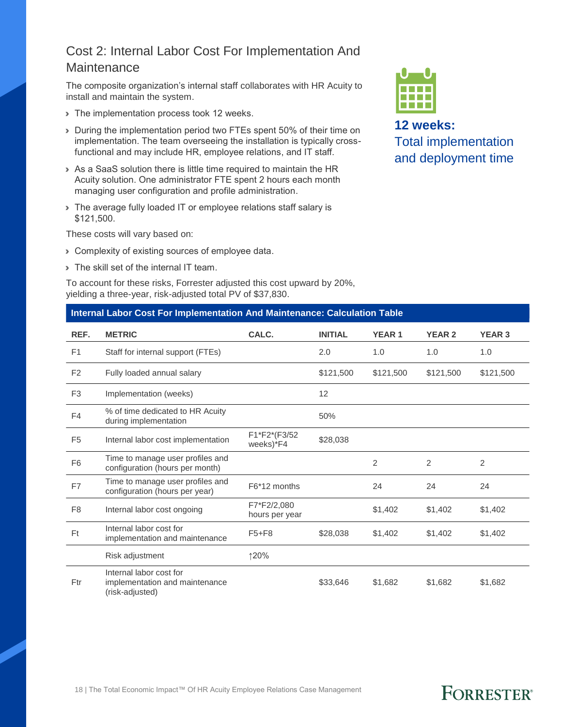## Cost 2: Internal Labor Cost For Implementation And Maintenance

The composite organization's internal staff collaborates with HR Acuity to install and maintain the system.

- The implementation process took 12 weeks.
- During the implementation period two FTEs spent 50% of their time on implementation. The team overseeing the installation is typically cross-functional and may include HR, employee relations, and IT staff.
- As a SaaS solution there is little time required to maintain the HR Acuity solution. One administrator FTE spent 2 hours each month managing user configuration and profile administration.
- The average fully loaded IT or employee relations staff salary is $121,500.

These costs will vary based on:

- Complexity of existing sources of employee data.
- The skill set of the internal IT team.

To account for these risks, Forrester adjusted this cost upward by 20%, yielding a three-year, risk-adjusted total PV of $37,830.

**12 weeks:** Total implementation and deployment time

**Internal Labor Cost For Implementation And Maintenance: Calculation Table**

| REF. | METRIC | CALC. | INITIAL | YEAR 1 | YEAR 2 | YEAR 3 |
|---|---|---|---|---|---|---|
| F1 | Staff for internal support (FTEs) | | 2.0 | 1.0 | 1.0 | 1.0 |
| F2 | Fully loaded annual salary | | $121,500 | $121,500 | $121,500 | $121,500 |
| F3 | Implementation (weeks) | | 12 | | | |
| F4 | % of time dedicated to HR Acuity during implementation | | 50% | | | |
| F5 | Internal labor cost implementation | F1*F2*(F3/52 weeks)*F4 | $28,038 | | | |
| F6 | Time to manage user profiles and configuration (hours per month) | | | 2 | 2 | 2 |
| F7 | Time to manage user profiles and configuration (hours per year) | F6*12 months | | 24 | 24 | 24 |
| F8 | Internal labor cost ongoing | F7*F2/2,080 hours per year | | $1,402 | $1,402 | $1,402 |
| Ft | Internal labor cost for implementation and maintenance | F5+F8 | $28,038 | $1,402 | $1,402 | $1,402 |
| | Risk adjustment | ↑20% | | | | |
| Ftr | Internal labor cost for implementation and maintenance (risk-adjusted) | | $33,646 | $1,682 | $1,682 | $1,682 |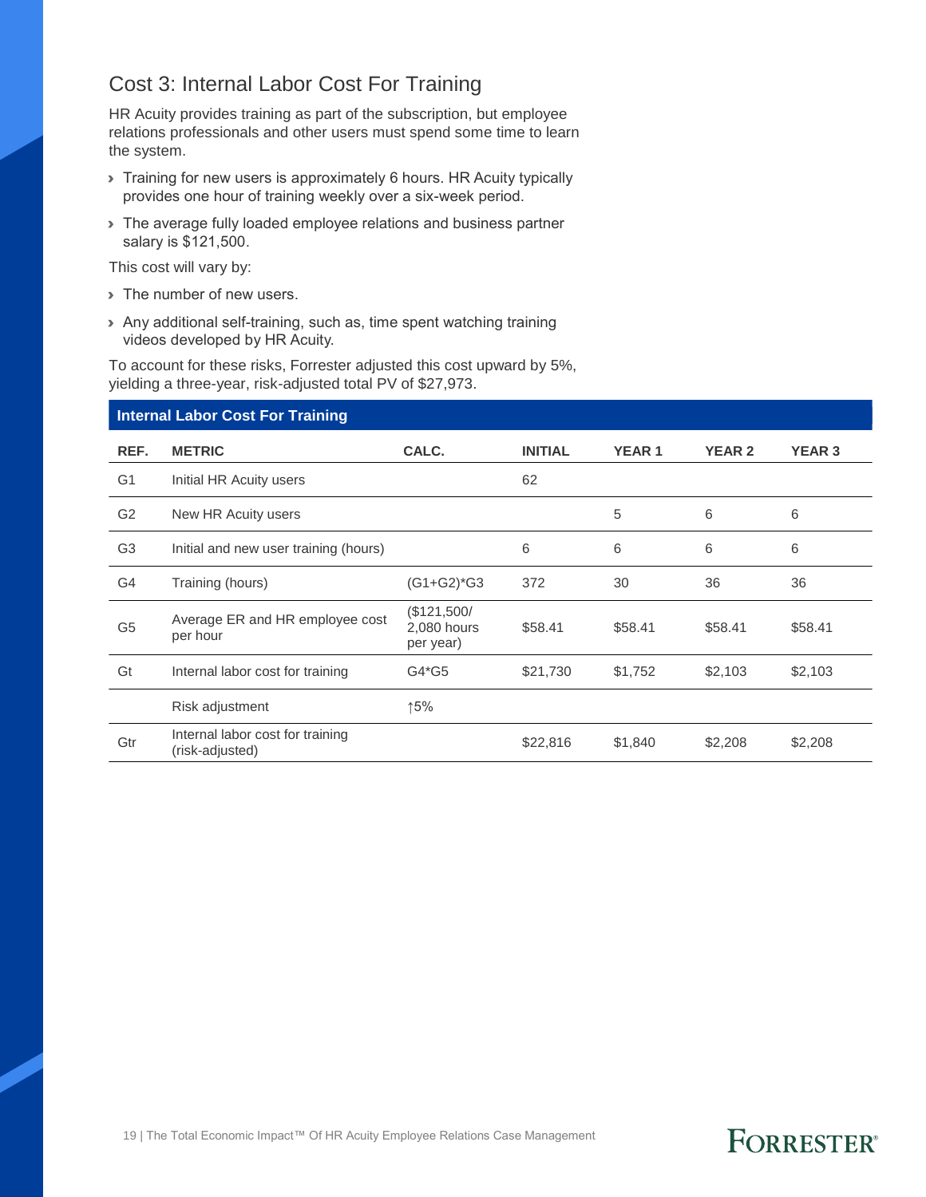## Cost 3: Internal Labor Cost For Training

HR Acuity provides training as part of the subscription, but employee relations professionals and other users must spend some time to learn the system.

- Training for new users is approximately 6 hours. HR Acuity typically provides one hour of training weekly over a six-week period.
- The average fully loaded employee relations and business partner salary is $121,500.

This cost will vary by:

- The number of new users.
- Any additional self-training, such as, time spent watching training videos developed by HR Acuity.

To account for these risks, Forrester adjusted this cost upward by 5%, yielding a three-year, risk-adjusted total PV of $27,973.

| Internal Labor Cost For Training | | | | | | |
|---|---|---|---|---|---|---|
| **REF.** | **METRIC** | **CALC.** | **INITIAL** | **YEAR 1** | **YEAR 2** | **YEAR 3** |
| G1 | Initial HR Acuity users | | 62 | | | |
| G2 | New HR Acuity users | | | 5 | 6 | 6 |
| G3 | Initial and new user training (hours) | | 6 | 6 | 6 | 6 |
| G4 | Training (hours) | (G1+G2)*G3 | 372 | 30 | 36 | 36 |
| G5 | Average ER and HR employee cost per hour | ($121,500/ 2,080 hours per year) | $58.41 | $58.41 | $58.41 | $58.41 |
| Gt | Internal labor cost for training | G4*G5 | $21,730 | $1,752 | $2,103 | $2,103 |
| | Risk adjustment | ↑5% | | | | |
| Gtr | Internal labor cost for training (risk-adjusted) | | $22,816 | $1,840 | $2,208 | $2,208 |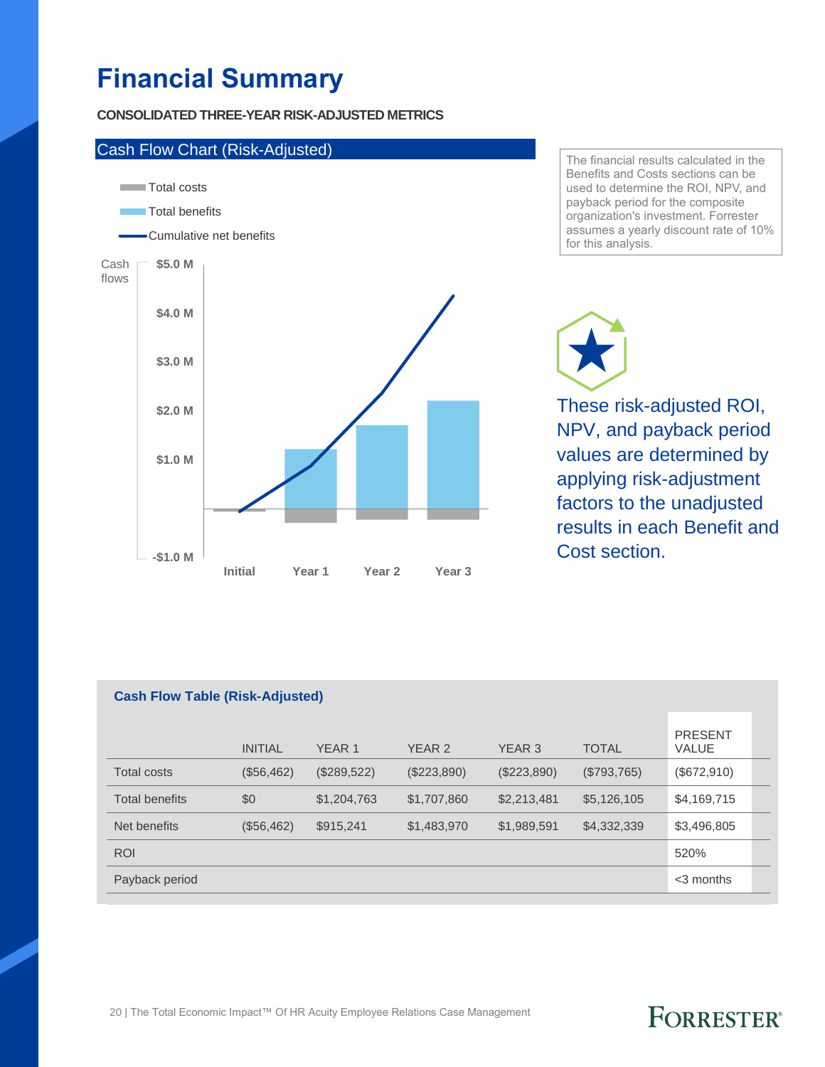# Financial Summary

**CONSOLIDATED THREE-YEAR RISK-ADJUSTED METRICS**

Cash Flow Chart (Risk-Adjusted)

Total costs

Total benefits

Cumulative net benefits

Cash flows

$5.0 M

$4.0 M

$3.0 M

$2.0 M

$1.0 M

-$1.0 M

Initial Year 1 Year 2 Year 3

The financial results calculated in the Benefits and Costs sections can be used to determine the ROI, NPV, and payback period for the composite organization's investment. Forrester assumes a yearly discount rate of 10% for this analysis.

These risk-adjusted ROI, NPV, and payback period values are determined by applying risk-adjustment factors to the unadjusted results in each Benefit and Cost section.

**Cash Flow Table (Risk-Adjusted)**

| | INITIAL | YEAR 1 | YEAR 2 | YEAR 3 | TOTAL | PRESENT VALUE |
|---|---|---|---|---|---|---|
| Total costs | ($56,462) | ($289,522) | ($223,890) | ($223,890) | ($793,765) | ($672,910) |
| Total benefits | $0 | $1,204,763 | $1,707,860 | $2,213,481 | $5,126,105 | $4,169,715 |
| Net benefits | ($56,462) | $915,241 | $1,483,970 | $1,989,591 | $4,332,339 | $3,496,805 |
| ROI | | | | | | 520% |
| Payback period | | | | | | <3 months |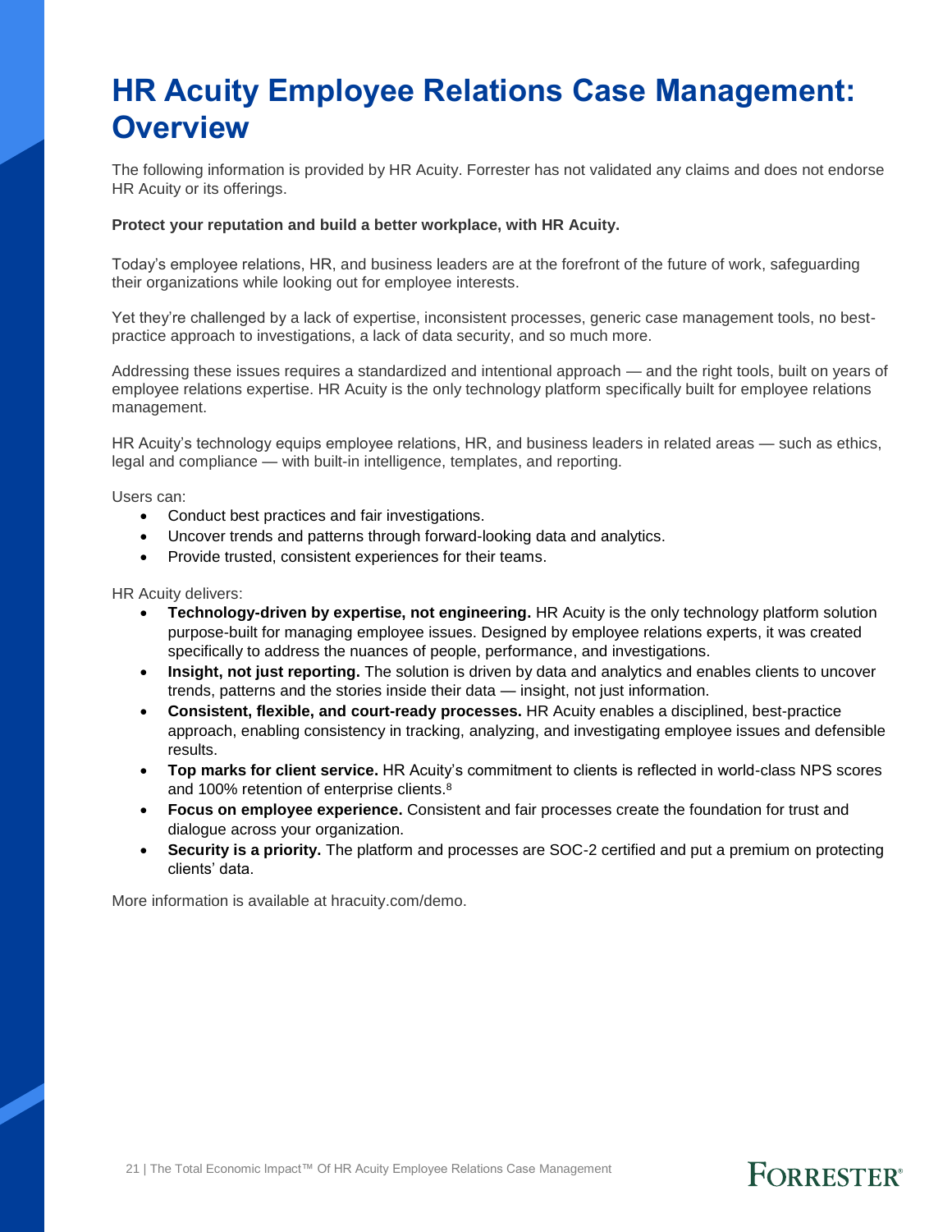# HR Acuity Employee Relations Case Management: Overview

The following information is provided by HR Acuity. Forrester has not validated any claims and does not endorse HR Acuity or its offerings.

**Protect your reputation and build a better workplace, with HR Acuity.**

Today's employee relations, HR, and business leaders are at the forefront of the future of work, safeguarding their organizations while looking out for employee interests.

Yet they're challenged by a lack of expertise, inconsistent processes, generic case management tools, no best-practice approach to investigations, a lack of data security, and so much more.

Addressing these issues requires a standardized and intentional approach — and the right tools, built on years of employee relations expertise. HR Acuity is the only technology platform specifically built for employee relations management.

HR Acuity's technology equips employee relations, HR, and business leaders in related areas — such as ethics, legal and compliance — with built-in intelligence, templates, and reporting.

Users can:

- Conduct best practices and fair investigations.
- Uncover trends and patterns through forward-looking data and analytics.
- Provide trusted, consistent experiences for their teams.

HR Acuity delivers:

- **Technology-driven by expertise, not engineering.** HR Acuity is the only technology platform solution purpose-built for managing employee issues. Designed by employee relations experts, it was created specifically to address the nuances of people, performance, and investigations.
- **Insight, not just reporting.** The solution is driven by data and analytics and enables clients to uncover trends, patterns and the stories inside their data — insight, not just information.
- **Consistent, flexible, and court-ready processes.** HR Acuity enables a disciplined, best-practice approach, enabling consistency in tracking, analyzing, and investigating employee issues and defensible results.
- **Top marks for client service.** HR Acuity's commitment to clients is reflected in world-class NPS scores and 100% retention of enterprise clients.[8]
- **Focus on employee experience.** Consistent and fair processes create the foundation for trust and dialogue across your organization.
- **Security is a priority.** The platform and processes are SOC-2 certified and put a premium on protecting clients' data.

More information is available at hracuity.com/demo.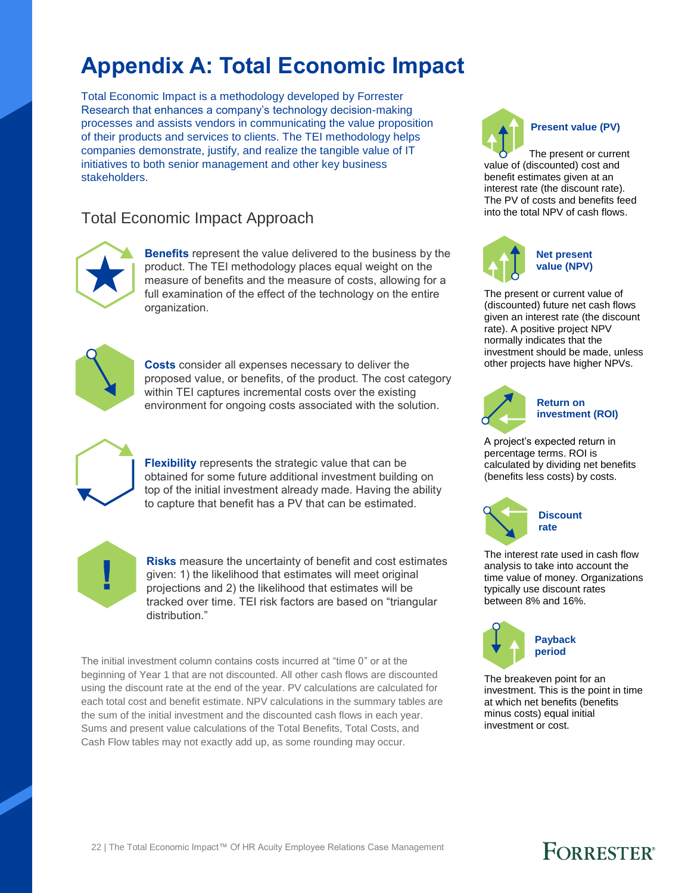# Appendix A: Total Economic Impact

Total Economic Impact is a methodology developed by Forrester Research that enhances a company's technology decision-making processes and assists vendors in communicating the value proposition of their products and services to clients. The TEI methodology helps companies demonstrate, justify, and realize the tangible value of IT initiatives to both senior management and other key business stakeholders.

## Total Economic Impact Approach

**Benefits** represent the value delivered to the business by the product. The TEI methodology places equal weight on the measure of benefits and the measure of costs, allowing for a full examination of the effect of the technology on the entire organization.

**Costs** consider all expenses necessary to deliver the proposed value, or benefits, of the product. The cost category within TEI captures incremental costs over the existing environment for ongoing costs associated with the solution.

**Flexibility** represents the strategic value that can be obtained for some future additional investment building on top of the initial investment already made. Having the ability to capture that benefit has a PV that can be estimated.

**Risks** measure the uncertainty of benefit and cost estimates given: 1) the likelihood that estimates will meet original projections and 2) the likelihood that estimates will be tracked over time. TEI risk factors are based on "triangular distribution."

The initial investment column contains costs incurred at "time 0" or at the beginning of Year 1 that are not discounted. All other cash flows are discounted using the discount rate at the end of the year. PV calculations are calculated for each total cost and benefit estimate. NPV calculations in the summary tables are the sum of the initial investment and the discounted cash flows in each year. Sums and present value calculations of the Total Benefits, Total Costs, and Cash Flow tables may not exactly add up, as some rounding may occur.

**Present value (PV)**

The present or current value of (discounted) cost and benefit estimates given at an interest rate (the discount rate). The PV of costs and benefits feed into the total NPV of cash flows.

**Net present value (NPV)**

The present or current value of (discounted) future net cash flows given an interest rate (the discount rate). A positive project NPV normally indicates that the investment should be made, unless other projects have higher NPVs.

**Return on investment (ROI)**

A project's expected return in percentage terms. ROI is calculated by dividing net benefits (benefits less costs) by costs.

**Discount rate**

The interest rate used in cash flow analysis to take into account the time value of money. Organizations typically use discount rates between 8% and 16%.

**Payback period**

The breakeven point for an investment. This is the point in time at which net benefits (benefits minus costs) equal initial investment or cost.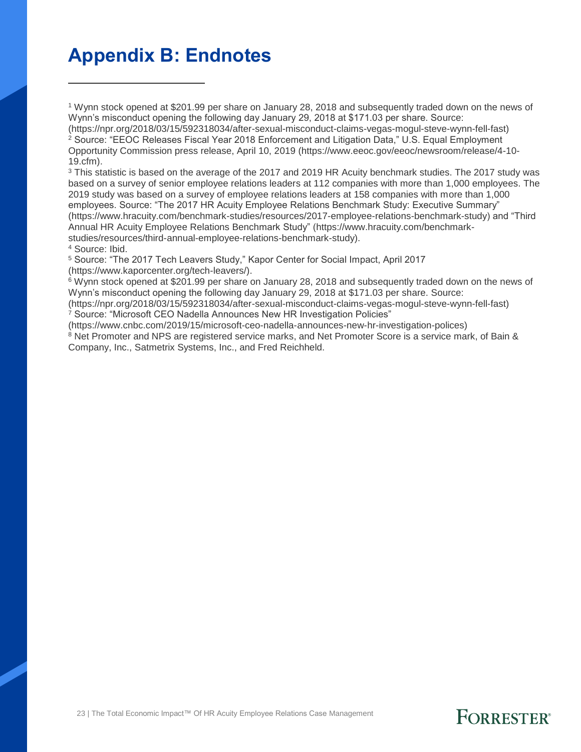# Appendix B: Endnotes

[1] Wynn stock opened at $201.99 per share on January 28, 2018 and subsequently traded down on the news of Wynn's misconduct opening the following day January 29, 2018 at $171.03 per share. Source: (https://npr.org/2018/03/15/592318034/after-sexual-misconduct-claims-vegas-mogul-steve-wynn-fell-fast)

[2] Source: "EEOC Releases Fiscal Year 2018 Enforcement and Litigation Data," U.S. Equal Employment Opportunity Commission press release, April 10, 2019 (https://www.eeoc.gov/eeoc/newsroom/release/4-10-19.cfm).

[3] This statistic is based on the average of the 2017 and 2019 HR Acuity benchmark studies. The 2017 study was based on a survey of senior employee relations leaders at 112 companies with more than 1,000 employees. The 2019 study was based on a survey of employee relations leaders at 158 companies with more than 1,000 employees. Source: "The 2017 HR Acuity Employee Relations Benchmark Study: Executive Summary" (https://www.hracuity.com/benchmark-studies/resources/2017-employee-relations-benchmark-study) and "Third Annual HR Acuity Employee Relations Benchmark Study" (https://www.hracuity.com/benchmark-studies/resources/third-annual-employee-relations-benchmark-study).

[4] Source: Ibid.

[5] Source: "The 2017 Tech Leavers Study," Kapor Center for Social Impact, April 2017 (https://www.kaporcenter.org/tech-leavers/).

[6] Wynn stock opened at $201.99 per share on January 28, 2018 and subsequently traded down on the news of Wynn's misconduct opening the following day January 29, 2018 at $171.03 per share. Source: (https://npr.org/2018/03/15/592318034/after-sexual-misconduct-claims-vegas-mogul-steve-wynn-fell-fast)

[7] Source: "Microsoft CEO Nadella Announces New HR Investigation Policies" (https://www.cnbc.com/2019/15/microsoft-ceo-nadella-announces-new-hr-investigation-polices)

[8] Net Promoter and NPS are registered service marks, and Net Promoter Score is a service mark, of Bain & Company, Inc., Satmetrix Systems, Inc., and Fred Reichheld.